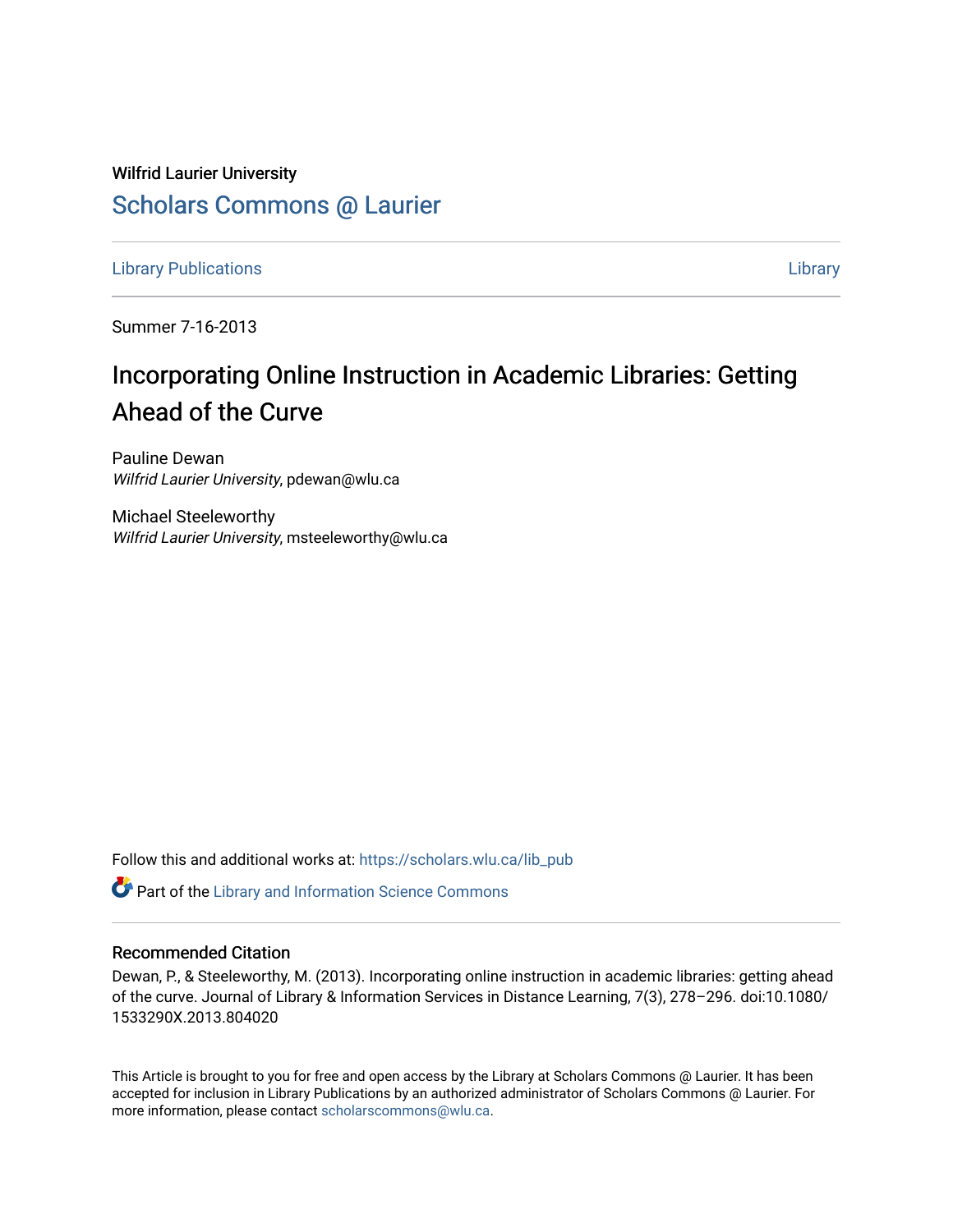Wilfrid Laurier University

Scholars Commons @ Laurier

Library Publications | Library

Summer 7-16-2013

# Incorporating Online Instruction in Academic Libraries: Getting Ahead of the Curve

Pauline Dewan
*Wilfrid Laurier University*, pdewan@wlu.ca

Michael Steeleworthy
*Wilfrid Laurier University*, msteeleworthy@wlu.ca

Follow this and additional works at: https://scholars.wlu.ca/lib_pub

Part of the Library and Information Science Commons

## Recommended Citation

Dewan, P., & Steeleworthy, M. (2013). Incorporating online instruction in academic libraries: getting ahead of the curve. Journal of Library & Information Services in Distance Learning, 7(3), 278–296. doi:10.1080/1533290X.2013.804020

This Article is brought to you for free and open access by the Library at Scholars Commons @ Laurier. It has been accepted for inclusion in Library Publications by an authorized administrator of Scholars Commons @ Laurier. For more information, please contact scholarscommons@wlu.ca.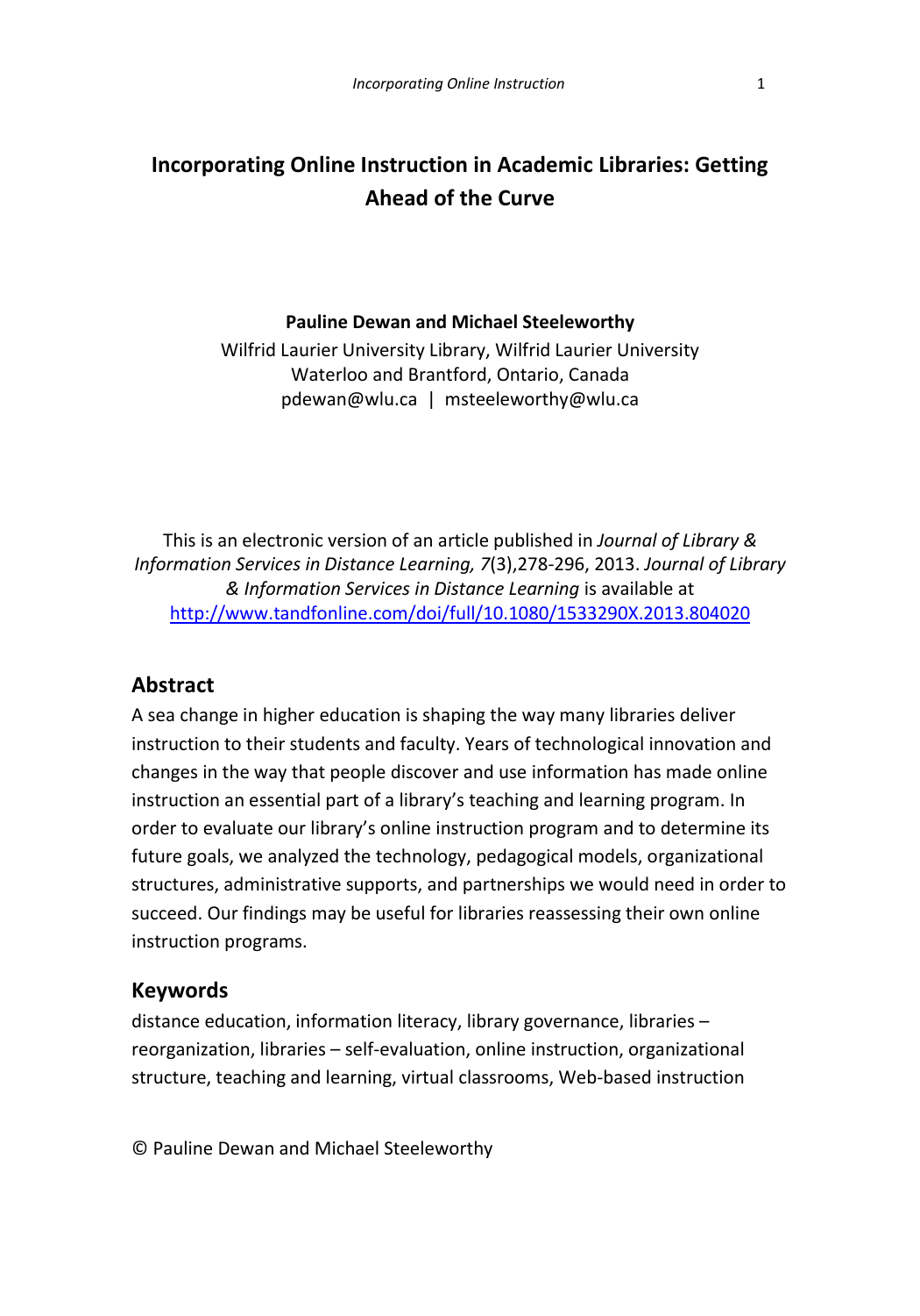# Incorporating Online Instruction in Academic Libraries: Getting Ahead of the Curve

**Pauline Dewan and Michael Steeleworthy**

Wilfrid Laurier University Library, Wilfrid Laurier University
Waterloo and Brantford, Ontario, Canada
pdewan@wlu.ca | msteeleworthy@wlu.ca

This is an electronic version of an article published in *Journal of Library & Information Services in Distance Learning, 7*(3),278-296, 2013. *Journal of Library & Information Services in Distance Learning* is available at [http://www.tandfonline.com/doi/full/10.1080/1533290X.2013.804020](http://www.tandfonline.com/doi/full/10.1080/1533290X.2013.804020)

## Abstract

A sea change in higher education is shaping the way many libraries deliver instruction to their students and faculty. Years of technological innovation and changes in the way that people discover and use information has made online instruction an essential part of a library's teaching and learning program. In order to evaluate our library's online instruction program and to determine its future goals, we analyzed the technology, pedagogical models, organizational structures, administrative supports, and partnerships we would need in order to succeed. Our findings may be useful for libraries reassessing their own online instruction programs.

## Keywords

distance education, information literacy, library governance, libraries – reorganization, libraries – self-evaluation, online instruction, organizational structure, teaching and learning, virtual classrooms, Web-based instruction

© Pauline Dewan and Michael Steeleworthy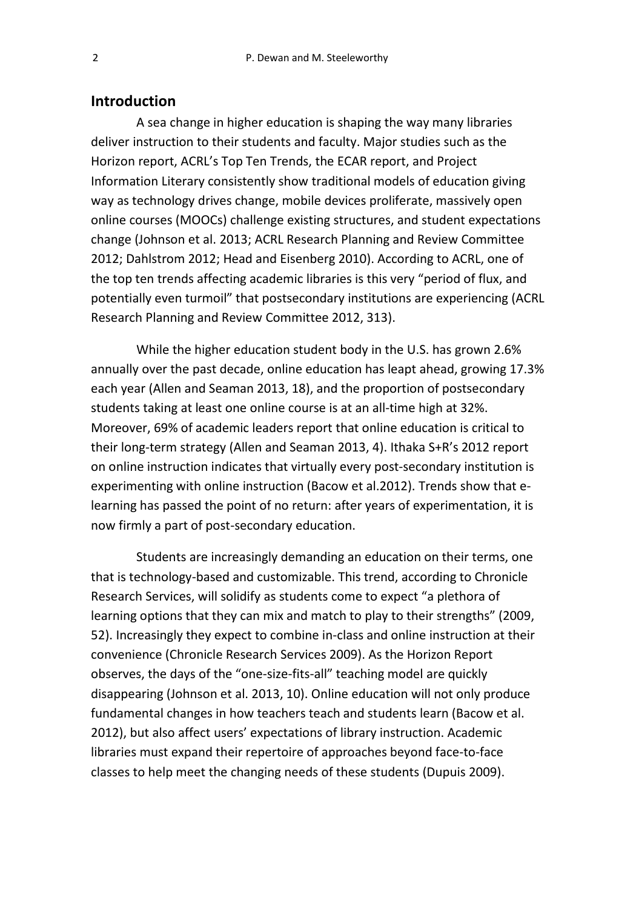## Introduction

A sea change in higher education is shaping the way many libraries deliver instruction to their students and faculty. Major studies such as the Horizon report, ACRL's Top Ten Trends, the ECAR report, and Project Information Literary consistently show traditional models of education giving way as technology drives change, mobile devices proliferate, massively open online courses (MOOCs) challenge existing structures, and student expectations change (Johnson et al. 2013; ACRL Research Planning and Review Committee 2012; Dahlstrom 2012; Head and Eisenberg 2010). According to ACRL, one of the top ten trends affecting academic libraries is this very "period of flux, and potentially even turmoil" that postsecondary institutions are experiencing (ACRL Research Planning and Review Committee 2012, 313).

While the higher education student body in the U.S. has grown 2.6% annually over the past decade, online education has leapt ahead, growing 17.3% each year (Allen and Seaman 2013, 18), and the proportion of postsecondary students taking at least one online course is at an all-time high at 32%. Moreover, 69% of academic leaders report that online education is critical to their long-term strategy (Allen and Seaman 2013, 4). Ithaka S+R's 2012 report on online instruction indicates that virtually every post-secondary institution is experimenting with online instruction (Bacow et al.2012). Trends show that e-learning has passed the point of no return: after years of experimentation, it is now firmly a part of post-secondary education.

Students are increasingly demanding an education on their terms, one that is technology-based and customizable. This trend, according to Chronicle Research Services, will solidify as students come to expect "a plethora of learning options that they can mix and match to play to their strengths" (2009, 52). Increasingly they expect to combine in-class and online instruction at their convenience (Chronicle Research Services 2009). As the Horizon Report observes, the days of the "one-size-fits-all" teaching model are quickly disappearing (Johnson et al. 2013, 10). Online education will not only produce fundamental changes in how teachers teach and students learn (Bacow et al. 2012), but also affect users' expectations of library instruction. Academic libraries must expand their repertoire of approaches beyond face-to-face classes to help meet the changing needs of these students (Dupuis 2009).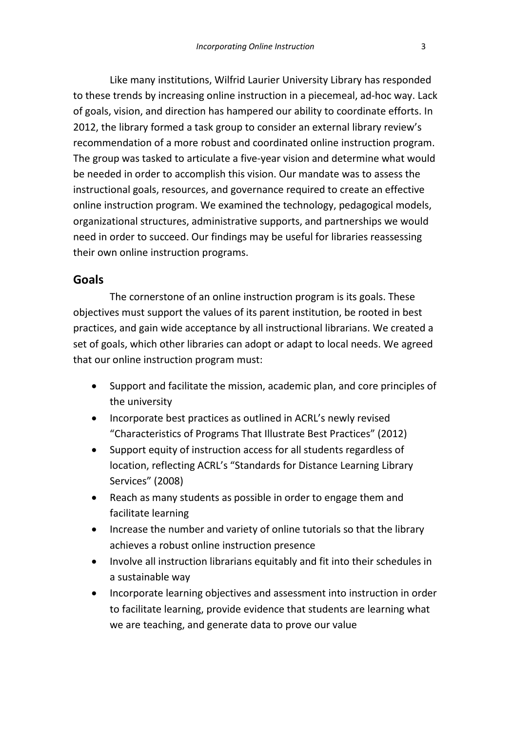Like many institutions, Wilfrid Laurier University Library has responded to these trends by increasing online instruction in a piecemeal, ad-hoc way. Lack of goals, vision, and direction has hampered our ability to coordinate efforts. In 2012, the library formed a task group to consider an external library review's recommendation of a more robust and coordinated online instruction program. The group was tasked to articulate a five-year vision and determine what would be needed in order to accomplish this vision. Our mandate was to assess the instructional goals, resources, and governance required to create an effective online instruction program. We examined the technology, pedagogical models, organizational structures, administrative supports, and partnerships we would need in order to succeed. Our findings may be useful for libraries reassessing their own online instruction programs.

## Goals

The cornerstone of an online instruction program is its goals. These objectives must support the values of its parent institution, be rooted in best practices, and gain wide acceptance by all instructional librarians. We created a set of goals, which other libraries can adopt or adapt to local needs. We agreed that our online instruction program must:

- Support and facilitate the mission, academic plan, and core principles of the university
- Incorporate best practices as outlined in ACRL's newly revised "Characteristics of Programs That Illustrate Best Practices" (2012)
- Support equity of instruction access for all students regardless of location, reflecting ACRL's "Standards for Distance Learning Library Services" (2008)
- Reach as many students as possible in order to engage them and facilitate learning
- Increase the number and variety of online tutorials so that the library achieves a robust online instruction presence
- Involve all instruction librarians equitably and fit into their schedules in a sustainable way
- Incorporate learning objectives and assessment into instruction in order to facilitate learning, provide evidence that students are learning what we are teaching, and generate data to prove our value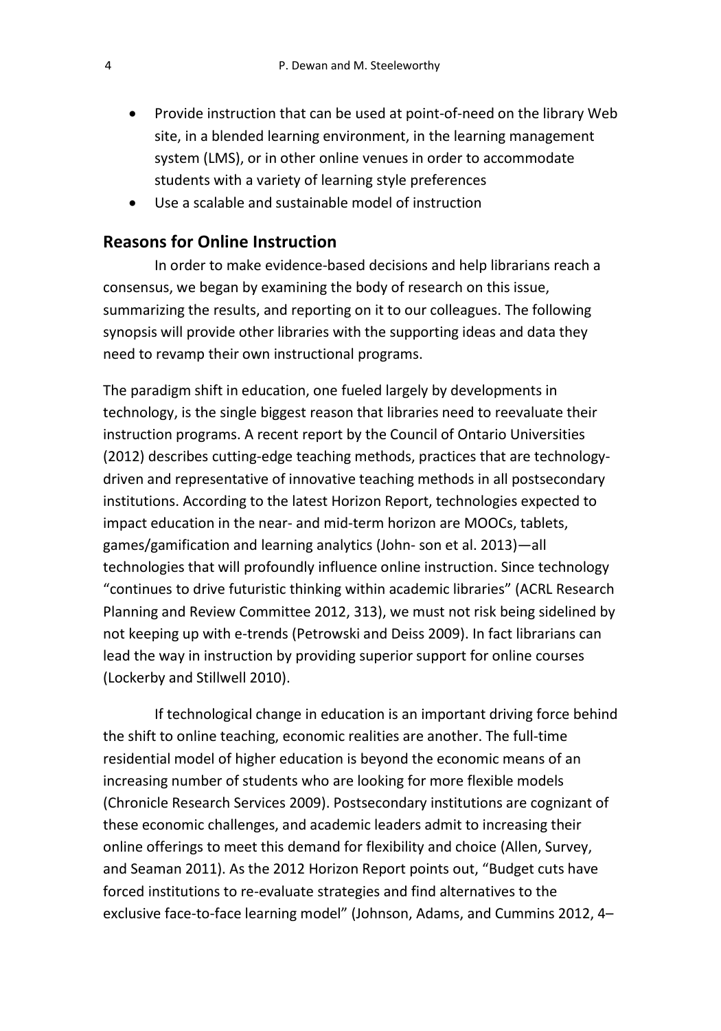- Provide instruction that can be used at point-of-need on the library Web site, in a blended learning environment, in the learning management system (LMS), or in other online venues in order to accommodate students with a variety of learning style preferences
- Use a scalable and sustainable model of instruction

## Reasons for Online Instruction

In order to make evidence-based decisions and help librarians reach a consensus, we began by examining the body of research on this issue, summarizing the results, and reporting on it to our colleagues. The following synopsis will provide other libraries with the supporting ideas and data they need to revamp their own instructional programs.

The paradigm shift in education, one fueled largely by developments in technology, is the single biggest reason that libraries need to reevaluate their instruction programs. A recent report by the Council of Ontario Universities (2012) describes cutting-edge teaching methods, practices that are technology-driven and representative of innovative teaching methods in all postsecondary institutions. According to the latest Horizon Report, technologies expected to impact education in the near- and mid-term horizon are MOOCs, tablets, games/gamification and learning analytics (John- son et al. 2013)—all technologies that will profoundly influence online instruction. Since technology "continues to drive futuristic thinking within academic libraries" (ACRL Research Planning and Review Committee 2012, 313), we must not risk being sidelined by not keeping up with e-trends (Petrowski and Deiss 2009). In fact librarians can lead the way in instruction by providing superior support for online courses (Lockerby and Stillwell 2010).

If technological change in education is an important driving force behind the shift to online teaching, economic realities are another. The full-time residential model of higher education is beyond the economic means of an increasing number of students who are looking for more flexible models (Chronicle Research Services 2009). Postsecondary institutions are cognizant of these economic challenges, and academic leaders admit to increasing their online offerings to meet this demand for flexibility and choice (Allen, Survey, and Seaman 2011). As the 2012 Horizon Report points out, "Budget cuts have forced institutions to re-evaluate strategies and find alternatives to the exclusive face-to-face learning model" (Johnson, Adams, and Cummins 2012, 4–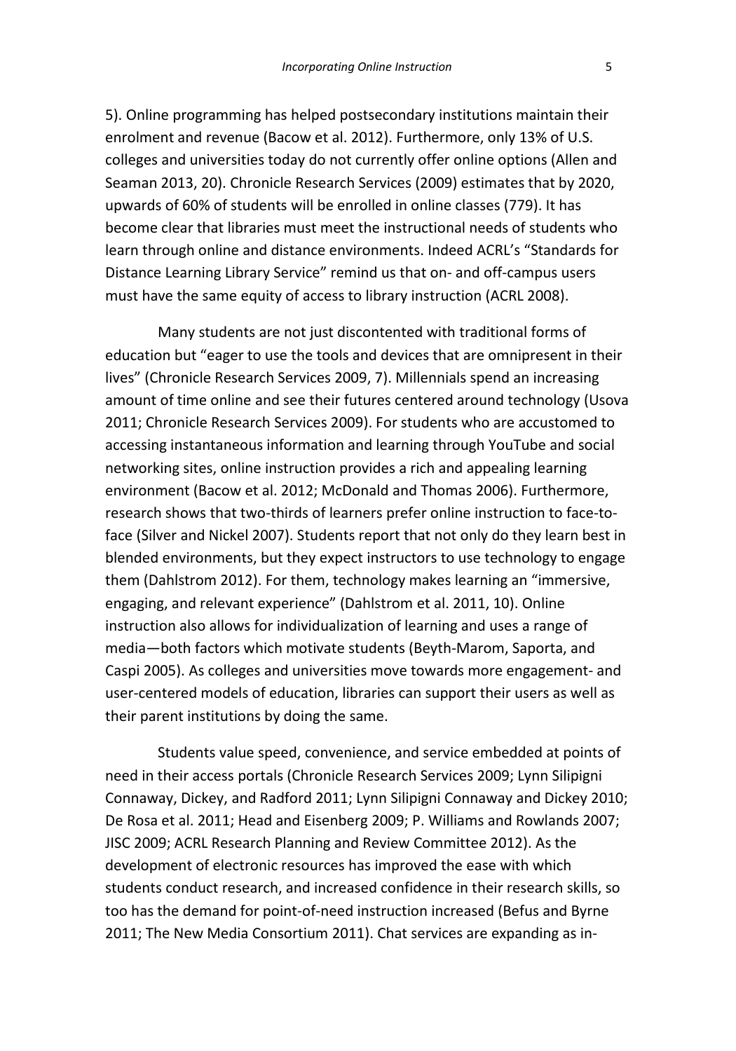5). Online programming has helped postsecondary institutions maintain their enrolment and revenue (Bacow et al. 2012). Furthermore, only 13% of U.S. colleges and universities today do not currently offer online options (Allen and Seaman 2013, 20). Chronicle Research Services (2009) estimates that by 2020, upwards of 60% of students will be enrolled in online classes (779). It has become clear that libraries must meet the instructional needs of students who learn through online and distance environments. Indeed ACRL's "Standards for Distance Learning Library Service" remind us that on- and off-campus users must have the same equity of access to library instruction (ACRL 2008).

Many students are not just discontented with traditional forms of education but "eager to use the tools and devices that are omnipresent in their lives" (Chronicle Research Services 2009, 7). Millennials spend an increasing amount of time online and see their futures centered around technology (Usova 2011; Chronicle Research Services 2009). For students who are accustomed to accessing instantaneous information and learning through YouTube and social networking sites, online instruction provides a rich and appealing learning environment (Bacow et al. 2012; McDonald and Thomas 2006). Furthermore, research shows that two-thirds of learners prefer online instruction to face-to-face (Silver and Nickel 2007). Students report that not only do they learn best in blended environments, but they expect instructors to use technology to engage them (Dahlstrom 2012). For them, technology makes learning an "immersive, engaging, and relevant experience" (Dahlstrom et al. 2011, 10). Online instruction also allows for individualization of learning and uses a range of media—both factors which motivate students (Beyth-Marom, Saporta, and Caspi 2005). As colleges and universities move towards more engagement- and user-centered models of education, libraries can support their users as well as their parent institutions by doing the same.

Students value speed, convenience, and service embedded at points of need in their access portals (Chronicle Research Services 2009; Lynn Silipigni Connaway, Dickey, and Radford 2011; Lynn Silipigni Connaway and Dickey 2010; De Rosa et al. 2011; Head and Eisenberg 2009; P. Williams and Rowlands 2007; JISC 2009; ACRL Research Planning and Review Committee 2012). As the development of electronic resources has improved the ease with which students conduct research, and increased confidence in their research skills, so too has the demand for point-of-need instruction increased (Befus and Byrne 2011; The New Media Consortium 2011). Chat services are expanding as in-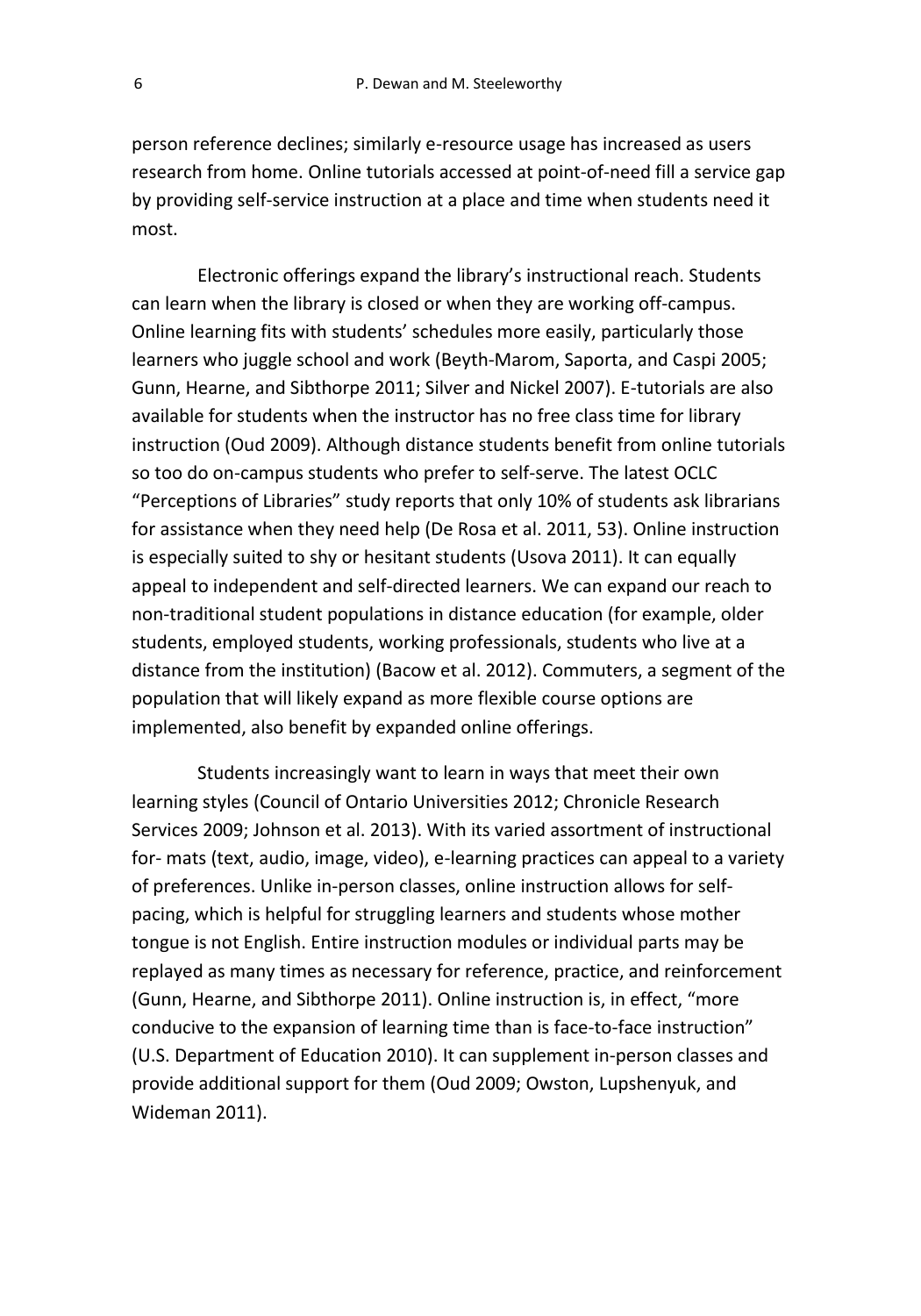person reference declines; similarly e-resource usage has increased as users research from home. Online tutorials accessed at point-of-need fill a service gap by providing self-service instruction at a place and time when students need it most.

Electronic offerings expand the library's instructional reach. Students can learn when the library is closed or when they are working off-campus. Online learning fits with students' schedules more easily, particularly those learners who juggle school and work (Beyth-Marom, Saporta, and Caspi 2005; Gunn, Hearne, and Sibthorpe 2011; Silver and Nickel 2007). E-tutorials are also available for students when the instructor has no free class time for library instruction (Oud 2009). Although distance students benefit from online tutorials so too do on-campus students who prefer to self-serve. The latest OCLC "Perceptions of Libraries" study reports that only 10% of students ask librarians for assistance when they need help (De Rosa et al. 2011, 53). Online instruction is especially suited to shy or hesitant students (Usova 2011). It can equally appeal to independent and self-directed learners. We can expand our reach to non-traditional student populations in distance education (for example, older students, employed students, working professionals, students who live at a distance from the institution) (Bacow et al. 2012). Commuters, a segment of the population that will likely expand as more flexible course options are implemented, also benefit by expanded online offerings.

Students increasingly want to learn in ways that meet their own learning styles (Council of Ontario Universities 2012; Chronicle Research Services 2009; Johnson et al. 2013). With its varied assortment of instructional for- mats (text, audio, image, video), e-learning practices can appeal to a variety of preferences. Unlike in-person classes, online instruction allows for self-pacing, which is helpful for struggling learners and students whose mother tongue is not English. Entire instruction modules or individual parts may be replayed as many times as necessary for reference, practice, and reinforcement (Gunn, Hearne, and Sibthorpe 2011). Online instruction is, in effect, "more conducive to the expansion of learning time than is face-to-face instruction" (U.S. Department of Education 2010). It can supplement in-person classes and provide additional support for them (Oud 2009; Owston, Lupshenyuk, and Wideman 2011).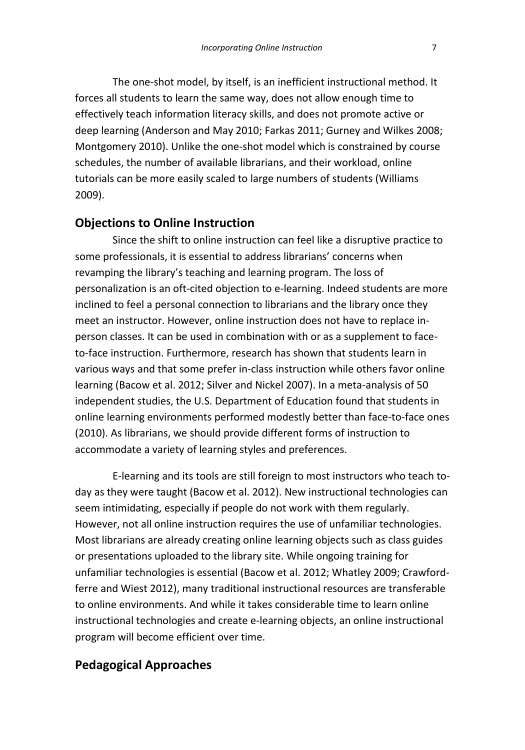The one-shot model, by itself, is an inefficient instructional method. It forces all students to learn the same way, does not allow enough time to effectively teach information literacy skills, and does not promote active or deep learning (Anderson and May 2010; Farkas 2011; Gurney and Wilkes 2008; Montgomery 2010). Unlike the one-shot model which is constrained by course schedules, the number of available librarians, and their workload, online tutorials can be more easily scaled to large numbers of students (Williams 2009).

## Objections to Online Instruction

Since the shift to online instruction can feel like a disruptive practice to some professionals, it is essential to address librarians' concerns when revamping the library's teaching and learning program. The loss of personalization is an oft-cited objection to e-learning. Indeed students are more inclined to feel a personal connection to librarians and the library once they meet an instructor. However, online instruction does not have to replace in-person classes. It can be used in combination with or as a supplement to face-to-face instruction. Furthermore, research has shown that students learn in various ways and that some prefer in-class instruction while others favor online learning (Bacow et al. 2012; Silver and Nickel 2007). In a meta-analysis of 50 independent studies, the U.S. Department of Education found that students in online learning environments performed modestly better than face-to-face ones (2010). As librarians, we should provide different forms of instruction to accommodate a variety of learning styles and preferences.

E-learning and its tools are still foreign to most instructors who teach to-day as they were taught (Bacow et al. 2012). New instructional technologies can seem intimidating, especially if people do not work with them regularly. However, not all online instruction requires the use of unfamiliar technologies. Most librarians are already creating online learning objects such as class guides or presentations uploaded to the library site. While ongoing training for unfamiliar technologies is essential (Bacow et al. 2012; Whatley 2009; Crawford-ferre and Wiest 2012), many traditional instructional resources are transferable to online environments. And while it takes considerable time to learn online instructional technologies and create e-learning objects, an online instructional program will become efficient over time.

## Pedagogical Approaches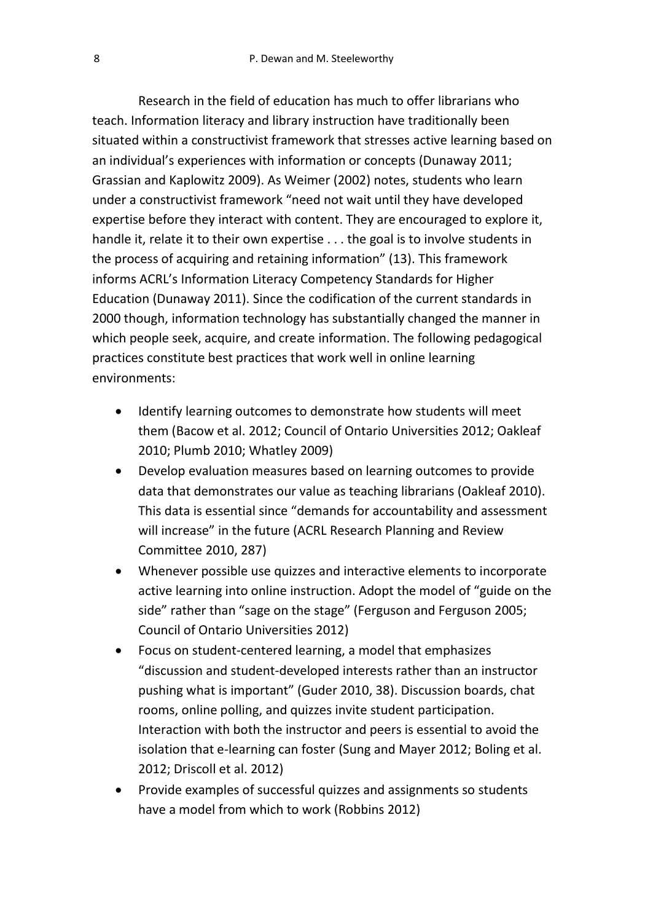Research in the field of education has much to offer librarians who teach. Information literacy and library instruction have traditionally been situated within a constructivist framework that stresses active learning based on an individual's experiences with information or concepts (Dunaway 2011; Grassian and Kaplowitz 2009). As Weimer (2002) notes, students who learn under a constructivist framework "need not wait until they have developed expertise before they interact with content. They are encouraged to explore it, handle it, relate it to their own expertise . . . the goal is to involve students in the process of acquiring and retaining information" (13). This framework informs ACRL's Information Literacy Competency Standards for Higher Education (Dunaway 2011). Since the codification of the current standards in 2000 though, information technology has substantially changed the manner in which people seek, acquire, and create information. The following pedagogical practices constitute best practices that work well in online learning environments:

- Identify learning outcomes to demonstrate how students will meet them (Bacow et al. 2012; Council of Ontario Universities 2012; Oakleaf 2010; Plumb 2010; Whatley 2009)
- Develop evaluation measures based on learning outcomes to provide data that demonstrates our value as teaching librarians (Oakleaf 2010). This data is essential since "demands for accountability and assessment will increase" in the future (ACRL Research Planning and Review Committee 2010, 287)
- Whenever possible use quizzes and interactive elements to incorporate active learning into online instruction. Adopt the model of "guide on the side" rather than "sage on the stage" (Ferguson and Ferguson 2005; Council of Ontario Universities 2012)
- Focus on student-centered learning, a model that emphasizes "discussion and student-developed interests rather than an instructor pushing what is important" (Guder 2010, 38). Discussion boards, chat rooms, online polling, and quizzes invite student participation. Interaction with both the instructor and peers is essential to avoid the isolation that e-learning can foster (Sung and Mayer 2012; Boling et al. 2012; Driscoll et al. 2012)
- Provide examples of successful quizzes and assignments so students have a model from which to work (Robbins 2012)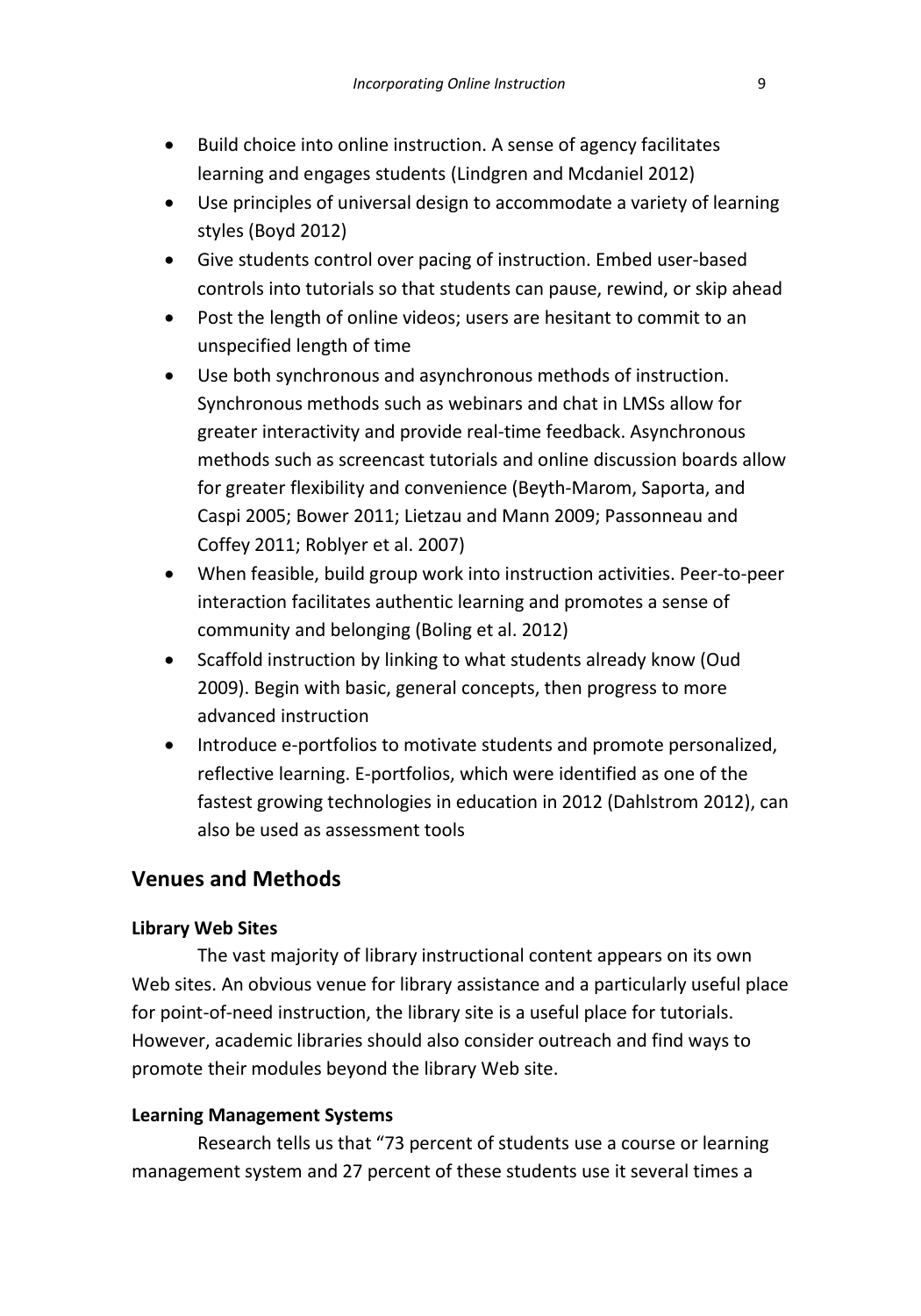- Build choice into online instruction. A sense of agency facilitates learning and engages students (Lindgren and Mcdaniel 2012)
- Use principles of universal design to accommodate a variety of learning styles (Boyd 2012)
- Give students control over pacing of instruction. Embed user-based controls into tutorials so that students can pause, rewind, or skip ahead
- Post the length of online videos; users are hesitant to commit to an unspecified length of time
- Use both synchronous and asynchronous methods of instruction. Synchronous methods such as webinars and chat in LMSs allow for greater interactivity and provide real-time feedback. Asynchronous methods such as screencast tutorials and online discussion boards allow for greater flexibility and convenience (Beyth-Marom, Saporta, and Caspi 2005; Bower 2011; Lietzau and Mann 2009; Passonneau and Coffey 2011; Roblyer et al. 2007)
- When feasible, build group work into instruction activities. Peer-to-peer interaction facilitates authentic learning and promotes a sense of community and belonging (Boling et al. 2012)
- Scaffold instruction by linking to what students already know (Oud 2009). Begin with basic, general concepts, then progress to more advanced instruction
- Introduce e-portfolios to motivate students and promote personalized, reflective learning. E-portfolios, which were identified as one of the fastest growing technologies in education in 2012 (Dahlstrom 2012), can also be used as assessment tools

## Venues and Methods

### Library Web Sites

The vast majority of library instructional content appears on its own Web sites. An obvious venue for library assistance and a particularly useful place for point-of-need instruction, the library site is a useful place for tutorials. However, academic libraries should also consider outreach and find ways to promote their modules beyond the library Web site.

### Learning Management Systems

Research tells us that "73 percent of students use a course or learning management system and 27 percent of these students use it several times a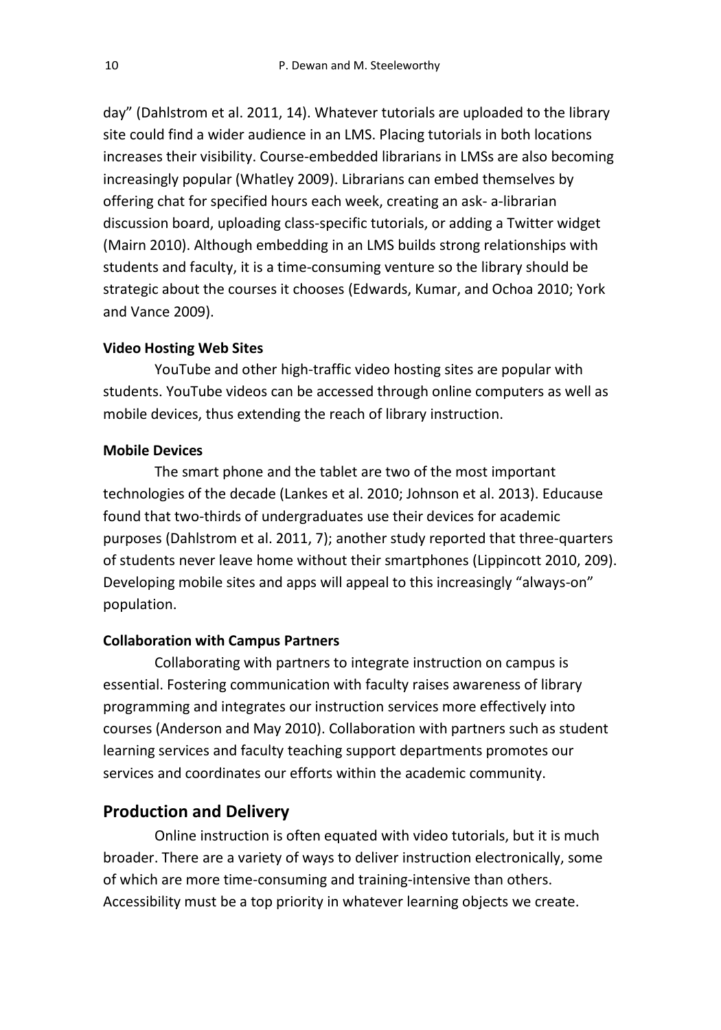day" (Dahlstrom et al. 2011, 14). Whatever tutorials are uploaded to the library site could find a wider audience in an LMS. Placing tutorials in both locations increases their visibility. Course-embedded librarians in LMSs are also becoming increasingly popular (Whatley 2009). Librarians can embed themselves by offering chat for specified hours each week, creating an ask- a-librarian discussion board, uploading class-specific tutorials, or adding a Twitter widget (Mairn 2010). Although embedding in an LMS builds strong relationships with students and faculty, it is a time-consuming venture so the library should be strategic about the courses it chooses (Edwards, Kumar, and Ochoa 2010; York and Vance 2009).

**Video Hosting Web Sites**

YouTube and other high-traffic video hosting sites are popular with students. YouTube videos can be accessed through online computers as well as mobile devices, thus extending the reach of library instruction.

**Mobile Devices**

The smart phone and the tablet are two of the most important technologies of the decade (Lankes et al. 2010; Johnson et al. 2013). Educause found that two-thirds of undergraduates use their devices for academic purposes (Dahlstrom et al. 2011, 7); another study reported that three-quarters of students never leave home without their smartphones (Lippincott 2010, 209). Developing mobile sites and apps will appeal to this increasingly "always-on" population.

**Collaboration with Campus Partners**

Collaborating with partners to integrate instruction on campus is essential. Fostering communication with faculty raises awareness of library programming and integrates our instruction services more effectively into courses (Anderson and May 2010). Collaboration with partners such as student learning services and faculty teaching support departments promotes our services and coordinates our efforts within the academic community.

## Production and Delivery

Online instruction is often equated with video tutorials, but it is much broader. There are a variety of ways to deliver instruction electronically, some of which are more time-consuming and training-intensive than others. Accessibility must be a top priority in whatever learning objects we create.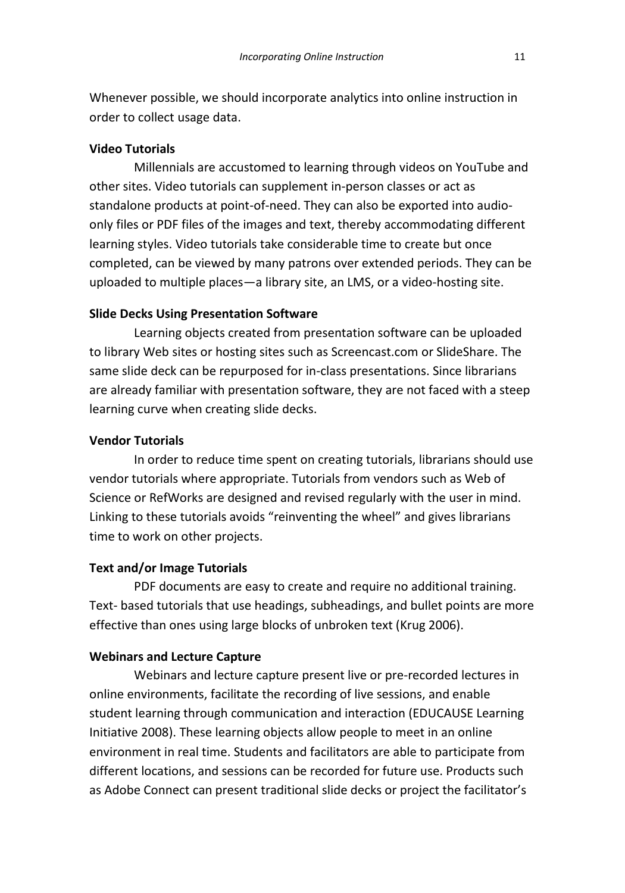Whenever possible, we should incorporate analytics into online instruction in order to collect usage data.

### Video Tutorials

Millennials are accustomed to learning through videos on YouTube and other sites. Video tutorials can supplement in-person classes or act as standalone products at point-of-need. They can also be exported into audio-only files or PDF files of the images and text, thereby accommodating different learning styles. Video tutorials take considerable time to create but once completed, can be viewed by many patrons over extended periods. They can be uploaded to multiple places—a library site, an LMS, or a video-hosting site.

### Slide Decks Using Presentation Software

Learning objects created from presentation software can be uploaded to library Web sites or hosting sites such as Screencast.com or SlideShare. The same slide deck can be repurposed for in-class presentations. Since librarians are already familiar with presentation software, they are not faced with a steep learning curve when creating slide decks.

### Vendor Tutorials

In order to reduce time spent on creating tutorials, librarians should use vendor tutorials where appropriate. Tutorials from vendors such as Web of Science or RefWorks are designed and revised regularly with the user in mind. Linking to these tutorials avoids "reinventing the wheel" and gives librarians time to work on other projects.

### Text and/or Image Tutorials

PDF documents are easy to create and require no additional training. Text- based tutorials that use headings, subheadings, and bullet points are more effective than ones using large blocks of unbroken text (Krug 2006).

### Webinars and Lecture Capture

Webinars and lecture capture present live or pre-recorded lectures in online environments, facilitate the recording of live sessions, and enable student learning through communication and interaction (EDUCAUSE Learning Initiative 2008). These learning objects allow people to meet in an online environment in real time. Students and facilitators are able to participate from different locations, and sessions can be recorded for future use. Products such as Adobe Connect can present traditional slide decks or project the facilitator's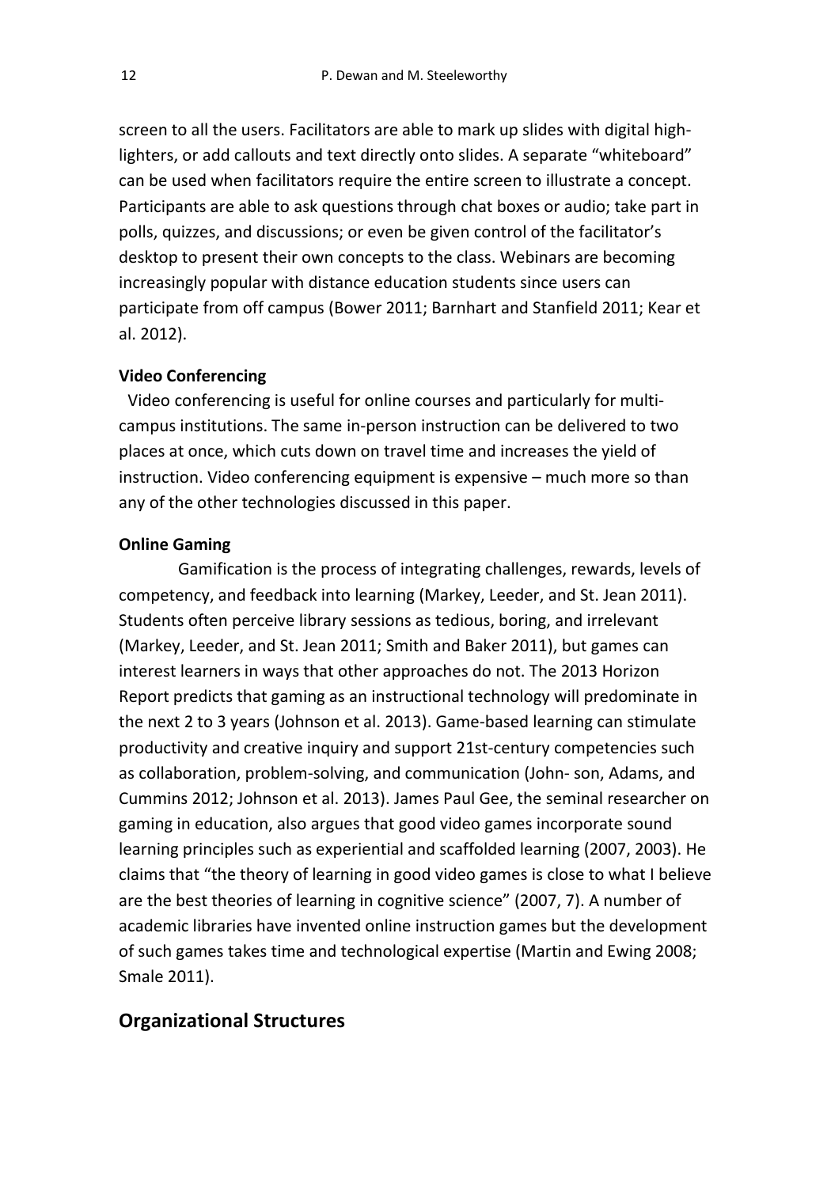screen to all the users. Facilitators are able to mark up slides with digital highlighters, or add callouts and text directly onto slides. A separate "whiteboard" can be used when facilitators require the entire screen to illustrate a concept. Participants are able to ask questions through chat boxes or audio; take part in polls, quizzes, and discussions; or even be given control of the facilitator's desktop to present their own concepts to the class. Webinars are becoming increasingly popular with distance education students since users can participate from off campus (Bower 2011; Barnhart and Stanfield 2011; Kear et al. 2012).

**Video Conferencing**

Video conferencing is useful for online courses and particularly for multi-campus institutions. The same in-person instruction can be delivered to two places at once, which cuts down on travel time and increases the yield of instruction. Video conferencing equipment is expensive – much more so than any of the other technologies discussed in this paper.

**Online Gaming**

Gamification is the process of integrating challenges, rewards, levels of competency, and feedback into learning (Markey, Leeder, and St. Jean 2011). Students often perceive library sessions as tedious, boring, and irrelevant (Markey, Leeder, and St. Jean 2011; Smith and Baker 2011), but games can interest learners in ways that other approaches do not. The 2013 Horizon Report predicts that gaming as an instructional technology will predominate in the next 2 to 3 years (Johnson et al. 2013). Game-based learning can stimulate productivity and creative inquiry and support 21st-century competencies such as collaboration, problem-solving, and communication (John- son, Adams, and Cummins 2012; Johnson et al. 2013). James Paul Gee, the seminal researcher on gaming in education, also argues that good video games incorporate sound learning principles such as experiential and scaffolded learning (2007, 2003). He claims that "the theory of learning in good video games is close to what I believe are the best theories of learning in cognitive science" (2007, 7). A number of academic libraries have invented online instruction games but the development of such games takes time and technological expertise (Martin and Ewing 2008; Smale 2011).

## Organizational Structures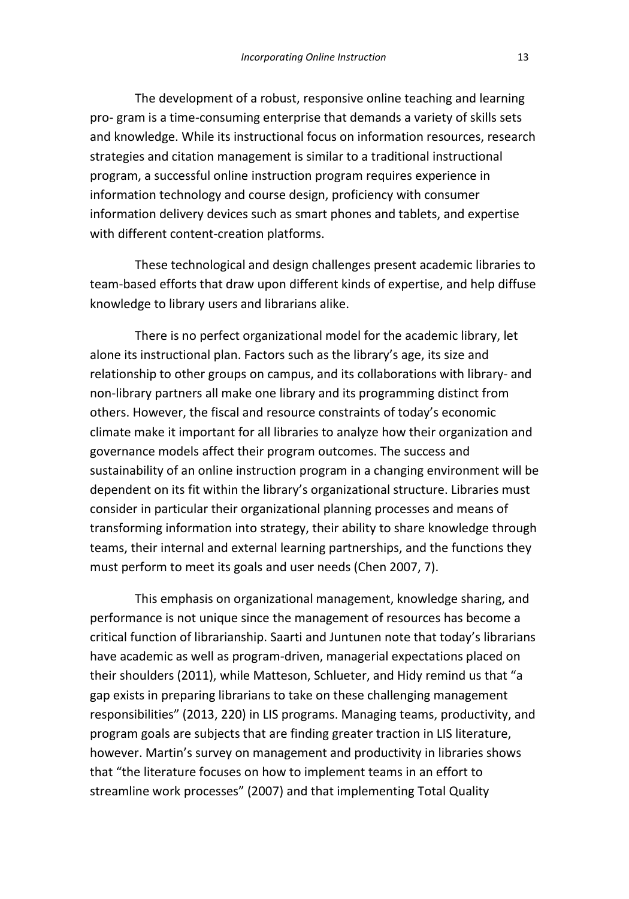The development of a robust, responsive online teaching and learning pro- gram is a time-consuming enterprise that demands a variety of skills sets and knowledge. While its instructional focus on information resources, research strategies and citation management is similar to a traditional instructional program, a successful online instruction program requires experience in information technology and course design, proficiency with consumer information delivery devices such as smart phones and tablets, and expertise with different content-creation platforms.

These technological and design challenges present academic libraries to team-based efforts that draw upon different kinds of expertise, and help diffuse knowledge to library users and librarians alike.

There is no perfect organizational model for the academic library, let alone its instructional plan. Factors such as the library's age, its size and relationship to other groups on campus, and its collaborations with library- and non-library partners all make one library and its programming distinct from others. However, the fiscal and resource constraints of today's economic climate make it important for all libraries to analyze how their organization and governance models affect their program outcomes. The success and sustainability of an online instruction program in a changing environment will be dependent on its fit within the library's organizational structure. Libraries must consider in particular their organizational planning processes and means of transforming information into strategy, their ability to share knowledge through teams, their internal and external learning partnerships, and the functions they must perform to meet its goals and user needs (Chen 2007, 7).

This emphasis on organizational management, knowledge sharing, and performance is not unique since the management of resources has become a critical function of librarianship. Saarti and Juntunen note that today's librarians have academic as well as program-driven, managerial expectations placed on their shoulders (2011), while Matteson, Schlueter, and Hidy remind us that "a gap exists in preparing librarians to take on these challenging management responsibilities" (2013, 220) in LIS programs. Managing teams, productivity, and program goals are subjects that are finding greater traction in LIS literature, however. Martin's survey on management and productivity in libraries shows that "the literature focuses on how to implement teams in an effort to streamline work processes" (2007) and that implementing Total Quality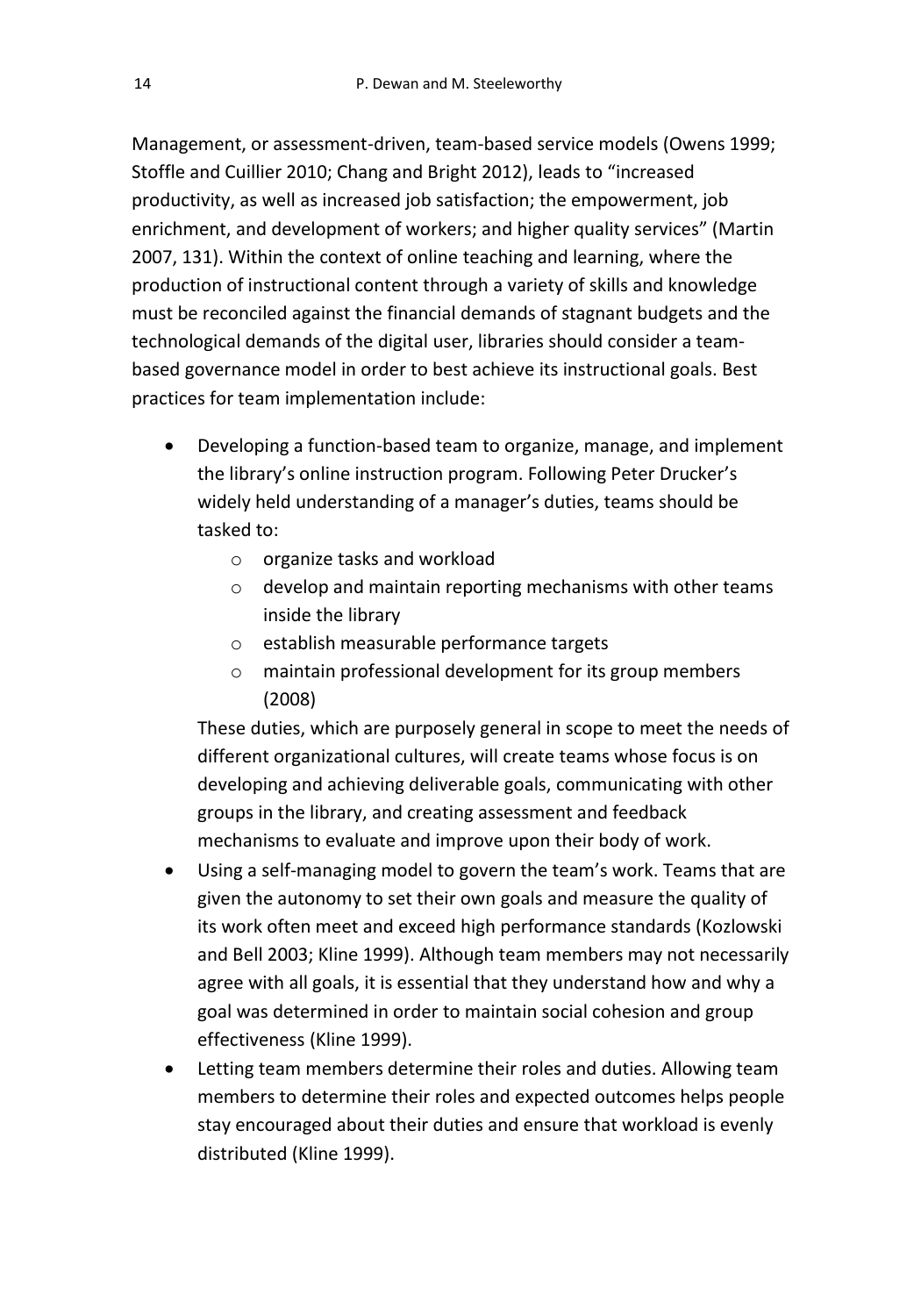Management, or assessment-driven, team-based service models (Owens 1999; Stoffle and Cuillier 2010; Chang and Bright 2012), leads to "increased productivity, as well as increased job satisfaction; the empowerment, job enrichment, and development of workers; and higher quality services" (Martin 2007, 131). Within the context of online teaching and learning, where the production of instructional content through a variety of skills and knowledge must be reconciled against the financial demands of stagnant budgets and the technological demands of the digital user, libraries should consider a team-based governance model in order to best achieve its instructional goals. Best practices for team implementation include:

- Developing a function-based team to organize, manage, and implement the library's online instruction program. Following Peter Drucker's widely held understanding of a manager's duties, teams should be tasked to:
  - organize tasks and workload
  - develop and maintain reporting mechanisms with other teams inside the library
  - establish measurable performance targets
  - maintain professional development for its group members (2008)

  These duties, which are purposely general in scope to meet the needs of different organizational cultures, will create teams whose focus is on developing and achieving deliverable goals, communicating with other groups in the library, and creating assessment and feedback mechanisms to evaluate and improve upon their body of work.
- Using a self-managing model to govern the team's work. Teams that are given the autonomy to set their own goals and measure the quality of its work often meet and exceed high performance standards (Kozlowski and Bell 2003; Kline 1999). Although team members may not necessarily agree with all goals, it is essential that they understand how and why a goal was determined in order to maintain social cohesion and group effectiveness (Kline 1999).
- Letting team members determine their roles and duties. Allowing team members to determine their roles and expected outcomes helps people stay encouraged about their duties and ensure that workload is evenly distributed (Kline 1999).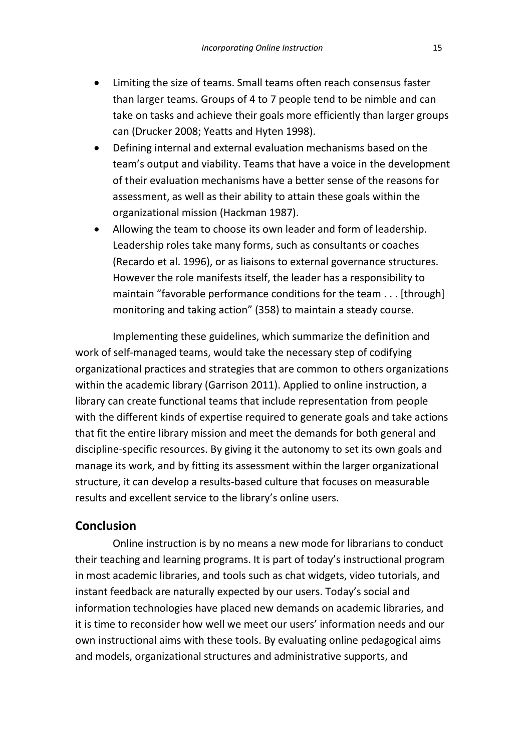- Limiting the size of teams. Small teams often reach consensus faster than larger teams. Groups of 4 to 7 people tend to be nimble and can take on tasks and achieve their goals more efficiently than larger groups can (Drucker 2008; Yeatts and Hyten 1998).
- Defining internal and external evaluation mechanisms based on the team's output and viability. Teams that have a voice in the development of their evaluation mechanisms have a better sense of the reasons for assessment, as well as their ability to attain these goals within the organizational mission (Hackman 1987).
- Allowing the team to choose its own leader and form of leadership. Leadership roles take many forms, such as consultants or coaches (Recardo et al. 1996), or as liaisons to external governance structures. However the role manifests itself, the leader has a responsibility to maintain "favorable performance conditions for the team . . . [through] monitoring and taking action" (358) to maintain a steady course.

Implementing these guidelines, which summarize the definition and work of self-managed teams, would take the necessary step of codifying organizational practices and strategies that are common to others organizations within the academic library (Garrison 2011). Applied to online instruction, a library can create functional teams that include representation from people with the different kinds of expertise required to generate goals and take actions that fit the entire library mission and meet the demands for both general and discipline-specific resources. By giving it the autonomy to set its own goals and manage its work, and by fitting its assessment within the larger organizational structure, it can develop a results-based culture that focuses on measurable results and excellent service to the library's online users.

## Conclusion

Online instruction is by no means a new mode for librarians to conduct their teaching and learning programs. It is part of today's instructional program in most academic libraries, and tools such as chat widgets, video tutorials, and instant feedback are naturally expected by our users. Today's social and information technologies have placed new demands on academic libraries, and it is time to reconsider how well we meet our users' information needs and our own instructional aims with these tools. By evaluating online pedagogical aims and models, organizational structures and administrative supports, and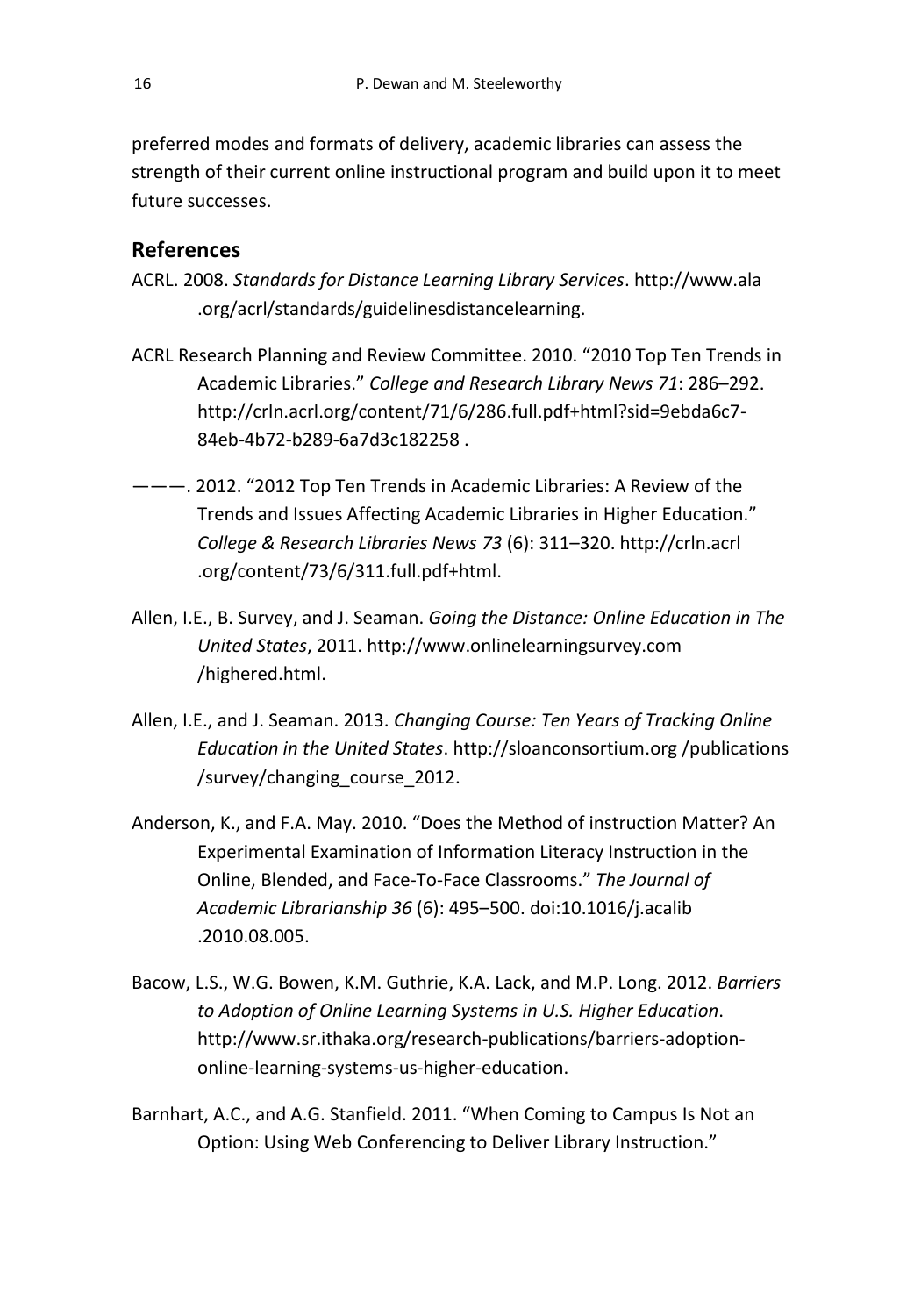preferred modes and formats of delivery, academic libraries can assess the strength of their current online instructional program and build upon it to meet future successes.

## References

ACRL. 2008. *Standards for Distance Learning Library Services*. http://www.ala .org/acrl/standards/guidelinesdistancelearning.

ACRL Research Planning and Review Committee. 2010. "2010 Top Ten Trends in Academic Libraries." *College and Research Library News 71*: 286–292. http://crln.acrl.org/content/71/6/286.full.pdf+html?sid=9ebda6c7-84eb-4b72-b289-6a7d3c182258 .

———. 2012. "2012 Top Ten Trends in Academic Libraries: A Review of the Trends and Issues Affecting Academic Libraries in Higher Education." *College & Research Libraries News 73* (6): 311–320. http://crln.acrl .org/content/73/6/311.full.pdf+html.

Allen, I.E., B. Survey, and J. Seaman. *Going the Distance: Online Education in The United States*, 2011. http://www.onlinelearningsurvey.com /highered.html.

Allen, I.E., and J. Seaman. 2013. *Changing Course: Ten Years of Tracking Online Education in the United States*. http://sloanconsortium.org /publications /survey/changing_course_2012.

Anderson, K., and F.A. May. 2010. "Does the Method of instruction Matter? An Experimental Examination of Information Literacy Instruction in the Online, Blended, and Face-To-Face Classrooms." *The Journal of Academic Librarianship 36* (6): 495–500. doi:10.1016/j.acalib .2010.08.005.

Bacow, L.S., W.G. Bowen, K.M. Guthrie, K.A. Lack, and M.P. Long. 2012. *Barriers to Adoption of Online Learning Systems in U.S. Higher Education*. http://www.sr.ithaka.org/research-publications/barriers-adoption-online-learning-systems-us-higher-education.

Barnhart, A.C., and A.G. Stanfield. 2011. "When Coming to Campus Is Not an Option: Using Web Conferencing to Deliver Library Instruction."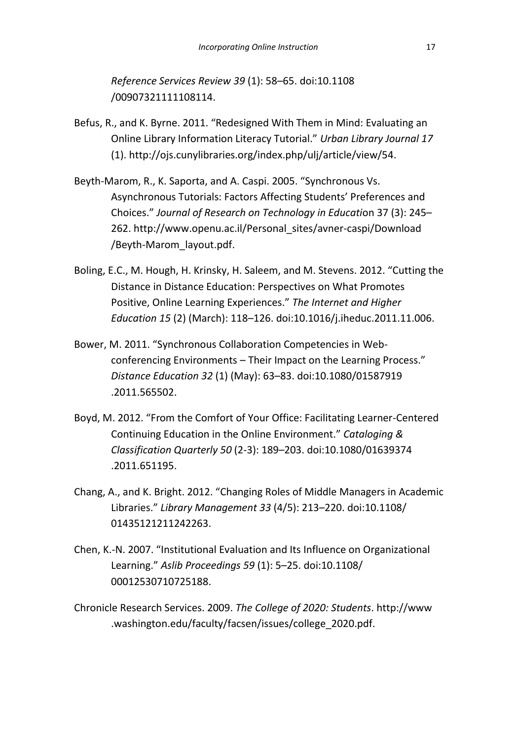*Reference Services Review 39* (1): 58–65. doi:10.1108/00907321111108114.

Befus, R., and K. Byrne. 2011. "Redesigned With Them in Mind: Evaluating an Online Library Information Literacy Tutorial." *Urban Library Journal 17* (1). http://ojs.cunylibraries.org/index.php/ulj/article/view/54.

Beyth-Marom, R., K. Saporta, and A. Caspi. 2005. "Synchronous Vs. Asynchronous Tutorials: Factors Affecting Students' Preferences and Choices." *Journal of Research on Technology in Educati*on 37 (3): 245–262. http://www.openu.ac.il/Personal_sites/avner-caspi/Download/Beyth-Marom_layout.pdf.

Boling, E.C., M. Hough, H. Krinsky, H. Saleem, and M. Stevens. 2012. "Cutting the Distance in Distance Education: Perspectives on What Promotes Positive, Online Learning Experiences." *The Internet and Higher Education 15* (2) (March): 118–126. doi:10.1016/j.iheduc.2011.11.006.

Bower, M. 2011. "Synchronous Collaboration Competencies in Web-conferencing Environments – Their Impact on the Learning Process." *Distance Education 32* (1) (May): 63–83. doi:10.1080/01587919.2011.565502.

Boyd, M. 2012. "From the Comfort of Your Office: Facilitating Learner-Centered Continuing Education in the Online Environment." *Cataloging & Classification Quarterly 50* (2-3): 189–203. doi:10.1080/01639374.2011.651195.

Chang, A., and K. Bright. 2012. "Changing Roles of Middle Managers in Academic Libraries." *Library Management 33* (4/5): 213–220. doi:10.1108/01435121211242263.

Chen, K.-N. 2007. "Institutional Evaluation and Its Influence on Organizational Learning." *Aslib Proceedings 59* (1): 5–25. doi:10.1108/00012530710725188.

Chronicle Research Services. 2009. *The College of 2020: Students*. http://www.washington.edu/faculty/facsen/issues/college_2020.pdf.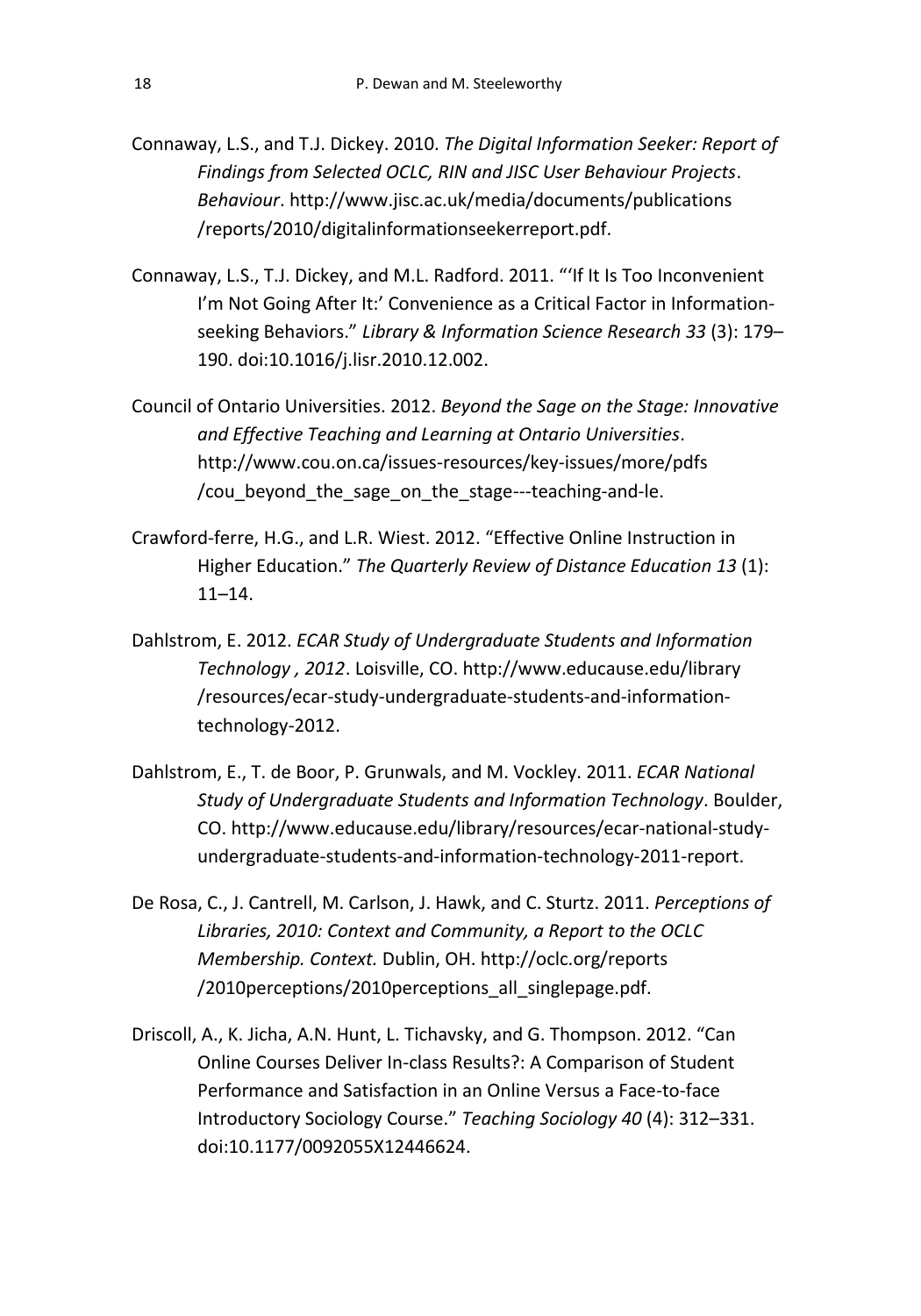Connaway, L.S., and T.J. Dickey. 2010. *The Digital Information Seeker: Report of Findings from Selected OCLC, RIN and JISC User Behaviour Projects*. *Behaviour*. http://www.jisc.ac.uk/media/documents/publications/reports/2010/digitalinformationseekerreport.pdf.

Connaway, L.S., T.J. Dickey, and M.L. Radford. 2011. "'If It Is Too Inconvenient I'm Not Going After It:' Convenience as a Critical Factor in Information-seeking Behaviors." *Library & Information Science Research 33* (3): 179–190. doi:10.1016/j.lisr.2010.12.002.

Council of Ontario Universities. 2012. *Beyond the Sage on the Stage: Innovative and Effective Teaching and Learning at Ontario Universities*. http://www.cou.on.ca/issues-resources/key-issues/more/pdfs/cou_beyond_the_sage_on_the_stage---teaching-and-le.

Crawford-ferre, H.G., and L.R. Wiest. 2012. "Effective Online Instruction in Higher Education." *The Quarterly Review of Distance Education 13* (1): 11–14.

Dahlstrom, E. 2012. *ECAR Study of Undergraduate Students and Information Technology , 2012*. Loisville, CO. http://www.educause.edu/library/resources/ecar-study-undergraduate-students-and-information-technology-2012.

Dahlstrom, E., T. de Boor, P. Grunwals, and M. Vockley. 2011. *ECAR National Study of Undergraduate Students and Information Technology*. Boulder, CO. http://www.educause.edu/library/resources/ecar-national-study-undergraduate-students-and-information-technology-2011-report.

De Rosa, C., J. Cantrell, M. Carlson, J. Hawk, and C. Sturtz. 2011. *Perceptions of Libraries, 2010: Context and Community, a Report to the OCLC Membership. Context.* Dublin, OH. http://oclc.org/reports/2010perceptions/2010perceptions_all_singlepage.pdf.

Driscoll, A., K. Jicha, A.N. Hunt, L. Tichavsky, and G. Thompson. 2012. "Can Online Courses Deliver In-class Results?: A Comparison of Student Performance and Satisfaction in an Online Versus a Face-to-face Introductory Sociology Course." *Teaching Sociology 40* (4): 312–331. doi:10.1177/0092055X12446624.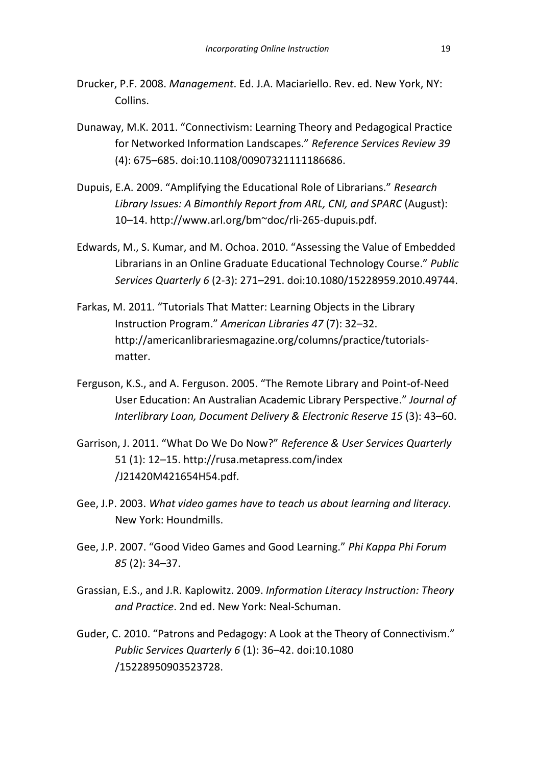Drucker, P.F. 2008. *Management*. Ed. J.A. Maciariello. Rev. ed. New York, NY: Collins.

Dunaway, M.K. 2011. "Connectivism: Learning Theory and Pedagogical Practice for Networked Information Landscapes." *Reference Services Review 39* (4): 675–685. doi:10.1108/00907321111186686.

Dupuis, E.A. 2009. "Amplifying the Educational Role of Librarians." *Research Library Issues: A Bimonthly Report from ARL, CNI, and SPARC* (August): 10–14. http://www.arl.org/bm~doc/rli-265-dupuis.pdf.

Edwards, M., S. Kumar, and M. Ochoa. 2010. "Assessing the Value of Embedded Librarians in an Online Graduate Educational Technology Course." *Public Services Quarterly 6* (2-3): 271–291. doi:10.1080/15228959.2010.49744.

Farkas, M. 2011. "Tutorials That Matter: Learning Objects in the Library Instruction Program." *American Libraries 47* (7): 32–32. http://americanlibrariesmagazine.org/columns/practice/tutorials-matter.

Ferguson, K.S., and A. Ferguson. 2005. "The Remote Library and Point-of-Need User Education: An Australian Academic Library Perspective." *Journal of Interlibrary Loan, Document Delivery & Electronic Reserve 15* (3): 43–60.

Garrison, J. 2011. "What Do We Do Now?" *Reference & User Services Quarterly* 51 (1): 12–15. http://rusa.metapress.com/index/J21420M421654H54.pdf.

Gee, J.P. 2003. *What video games have to teach us about learning and literacy.* New York: Houndmills.

Gee, J.P. 2007. "Good Video Games and Good Learning." *Phi Kappa Phi Forum 85* (2): 34–37.

Grassian, E.S., and J.R. Kaplowitz. 2009. *Information Literacy Instruction: Theory and Practice*. 2nd ed. New York: Neal-Schuman.

Guder, C. 2010. "Patrons and Pedagogy: A Look at the Theory of Connectivism." *Public Services Quarterly 6* (1): 36–42. doi:10.1080/15228950903523728.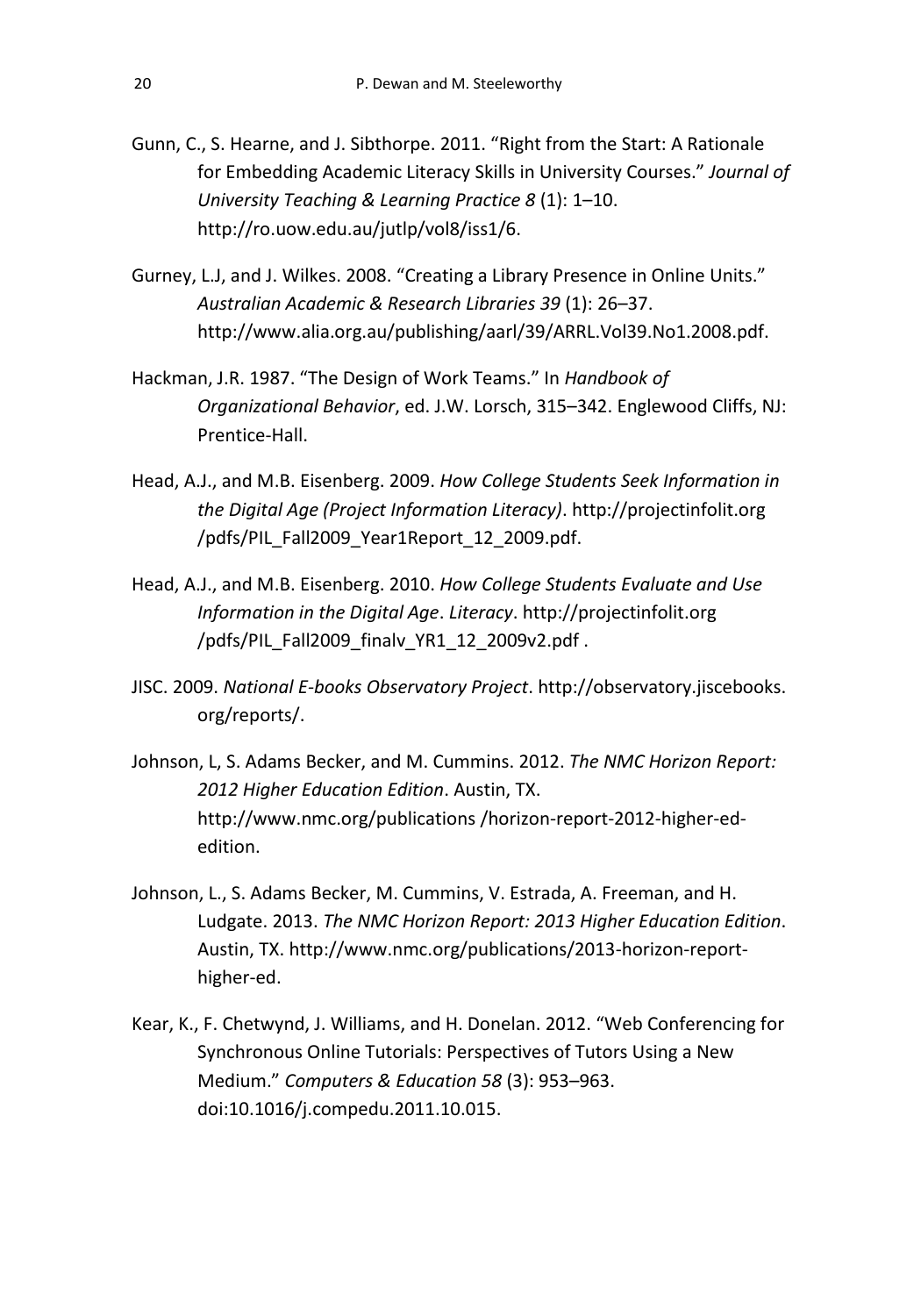Gunn, C., S. Hearne, and J. Sibthorpe. 2011. "Right from the Start: A Rationale for Embedding Academic Literacy Skills in University Courses." *Journal of University Teaching & Learning Practice 8* (1): 1–10. http://ro.uow.edu.au/jutlp/vol8/iss1/6.

Gurney, L.J, and J. Wilkes. 2008. "Creating a Library Presence in Online Units." *Australian Academic & Research Libraries 39* (1): 26–37. http://www.alia.org.au/publishing/aarl/39/ARRL.Vol39.No1.2008.pdf.

Hackman, J.R. 1987. "The Design of Work Teams." In *Handbook of Organizational Behavior*, ed. J.W. Lorsch, 315–342. Englewood Cliffs, NJ: Prentice-Hall.

Head, A.J., and M.B. Eisenberg. 2009. *How College Students Seek Information in the Digital Age (Project Information Literacy)*. http://projectinfolit.org /pdfs/PIL_Fall2009_Year1Report_12_2009.pdf.

Head, A.J., and M.B. Eisenberg. 2010. *How College Students Evaluate and Use Information in the Digital Age*. *Literacy*. http://projectinfolit.org /pdfs/PIL_Fall2009_finalv_YR1_12_2009v2.pdf .

JISC. 2009. *National E-books Observatory Project*. http://observatory.jiscebooks. org/reports/.

Johnson, L, S. Adams Becker, and M. Cummins. 2012. *The NMC Horizon Report: 2012 Higher Education Edition*. Austin, TX. http://www.nmc.org/publications /horizon-report-2012-higher-ed-edition.

Johnson, L., S. Adams Becker, M. Cummins, V. Estrada, A. Freeman, and H. Ludgate. 2013. *The NMC Horizon Report: 2013 Higher Education Edition*. Austin, TX. http://www.nmc.org/publications/2013-horizon-report-higher-ed.

Kear, K., F. Chetwynd, J. Williams, and H. Donelan. 2012. "Web Conferencing for Synchronous Online Tutorials: Perspectives of Tutors Using a New Medium." *Computers & Education 58* (3): 953–963. doi:10.1016/j.compedu.2011.10.015.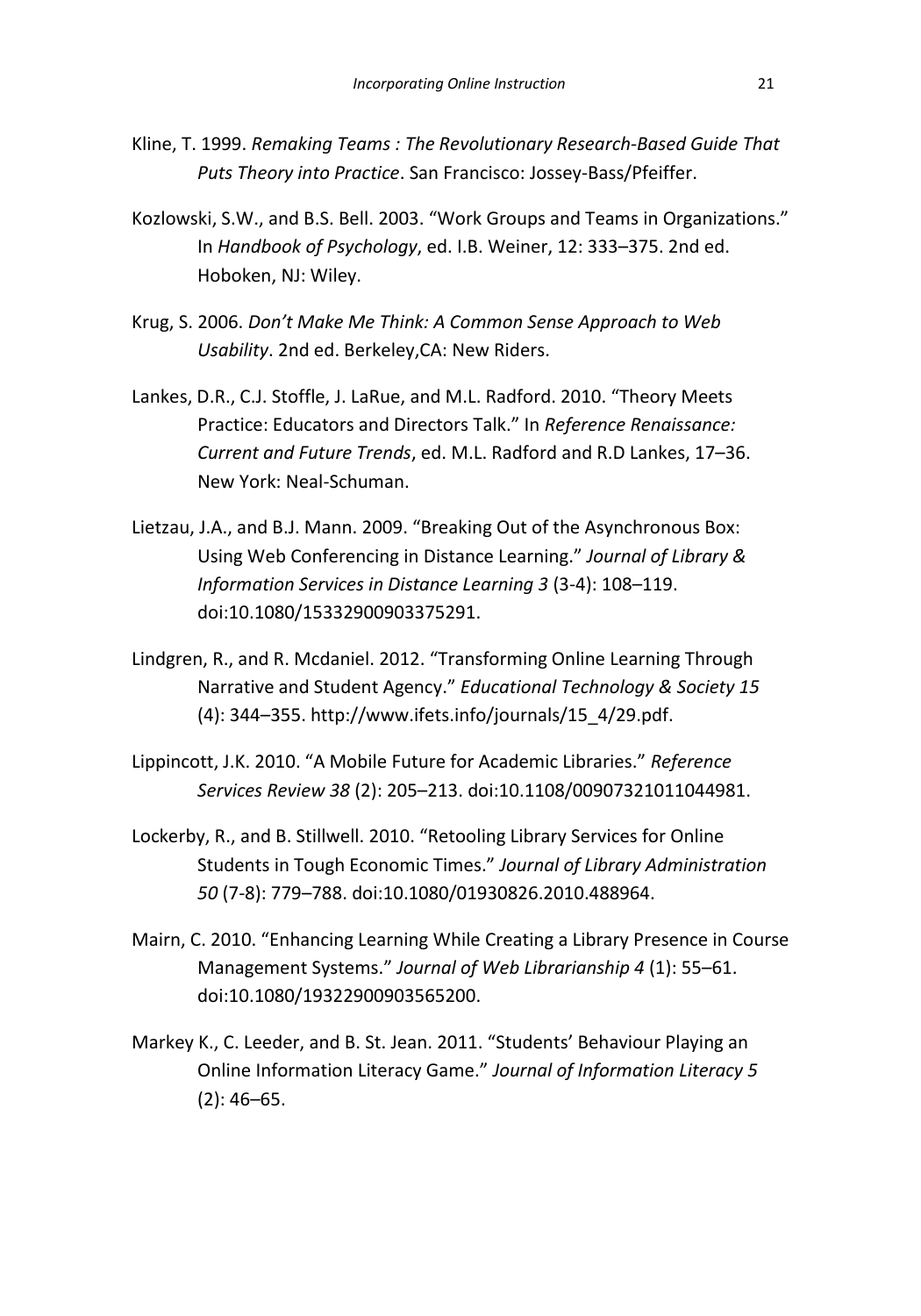Kline, T. 1999. *Remaking Teams : The Revolutionary Research-Based Guide That Puts Theory into Practice*. San Francisco: Jossey-Bass/Pfeiffer.

Kozlowski, S.W., and B.S. Bell. 2003. "Work Groups and Teams in Organizations." In *Handbook of Psychology*, ed. I.B. Weiner, 12: 333–375. 2nd ed. Hoboken, NJ: Wiley.

Krug, S. 2006. *Don't Make Me Think: A Common Sense Approach to Web Usability*. 2nd ed. Berkeley,CA: New Riders.

Lankes, D.R., C.J. Stoffle, J. LaRue, and M.L. Radford. 2010. "Theory Meets Practice: Educators and Directors Talk." In *Reference Renaissance: Current and Future Trends*, ed. M.L. Radford and R.D Lankes, 17–36. New York: Neal-Schuman.

Lietzau, J.A., and B.J. Mann. 2009. "Breaking Out of the Asynchronous Box: Using Web Conferencing in Distance Learning." *Journal of Library & Information Services in Distance Learning 3* (3-4): 108–119. doi:10.1080/15332900903375291.

Lindgren, R., and R. Mcdaniel. 2012. "Transforming Online Learning Through Narrative and Student Agency." *Educational Technology & Society 15* (4): 344–355. http://www.ifets.info/journals/15_4/29.pdf.

Lippincott, J.K. 2010. "A Mobile Future for Academic Libraries." *Reference Services Review 38* (2): 205–213. doi:10.1108/00907321011044981.

Lockerby, R., and B. Stillwell. 2010. "Retooling Library Services for Online Students in Tough Economic Times." *Journal of Library Administration 50* (7-8): 779–788. doi:10.1080/01930826.2010.488964.

Mairn, C. 2010. "Enhancing Learning While Creating a Library Presence in Course Management Systems." *Journal of Web Librarianship 4* (1): 55–61. doi:10.1080/19322900903565200.

Markey K., C. Leeder, and B. St. Jean. 2011. "Students' Behaviour Playing an Online Information Literacy Game." *Journal of Information Literacy 5* (2): 46–65.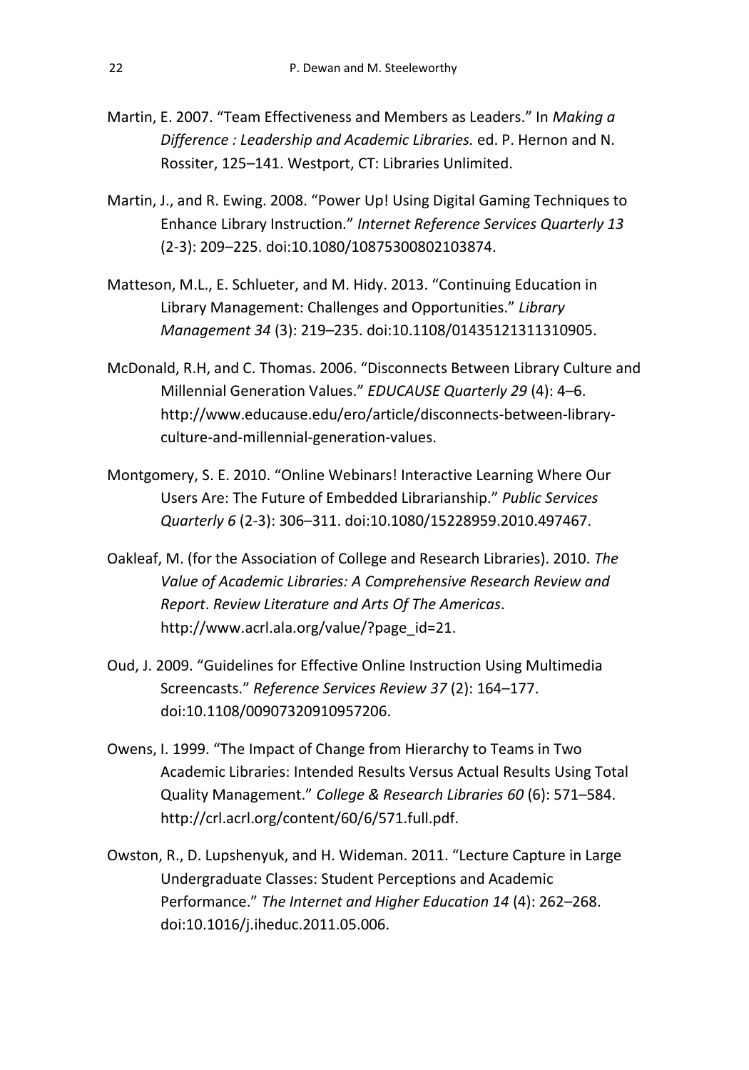Martin, E. 2007. "Team Effectiveness and Members as Leaders." In *Making a Difference : Leadership and Academic Libraries.* ed. P. Hernon and N. Rossiter, 125–141. Westport, CT: Libraries Unlimited.

Martin, J., and R. Ewing. 2008. "Power Up! Using Digital Gaming Techniques to Enhance Library Instruction." *Internet Reference Services Quarterly 13* (2-3): 209–225. doi:10.1080/10875300802103874.

Matteson, M.L., E. Schlueter, and M. Hidy. 2013. "Continuing Education in Library Management: Challenges and Opportunities." *Library Management 34* (3): 219–235. doi:10.1108/01435121311310905.

McDonald, R.H, and C. Thomas. 2006. "Disconnects Between Library Culture and Millennial Generation Values." *EDUCAUSE Quarterly 29* (4): 4–6. http://www.educause.edu/ero/article/disconnects-between-library-culture-and-millennial-generation-values.

Montgomery, S. E. 2010. "Online Webinars! Interactive Learning Where Our Users Are: The Future of Embedded Librarianship." *Public Services Quarterly 6* (2-3): 306–311. doi:10.1080/15228959.2010.497467.

Oakleaf, M. (for the Association of College and Research Libraries). 2010. *The Value of Academic Libraries: A Comprehensive Research Review and Report*. *Review Literature and Arts Of The Americas*. http://www.acrl.ala.org/value/?page_id=21.

Oud, J. 2009. "Guidelines for Effective Online Instruction Using Multimedia Screencasts." *Reference Services Review 37* (2): 164–177. doi:10.1108/00907320910957206.

Owens, I. 1999. "The Impact of Change from Hierarchy to Teams in Two Academic Libraries: Intended Results Versus Actual Results Using Total Quality Management." *College & Research Libraries 60* (6): 571–584. http://crl.acrl.org/content/60/6/571.full.pdf.

Owston, R., D. Lupshenyuk, and H. Wideman. 2011. "Lecture Capture in Large Undergraduate Classes: Student Perceptions and Academic Performance." *The Internet and Higher Education 14* (4): 262–268. doi:10.1016/j.iheduc.2011.05.006.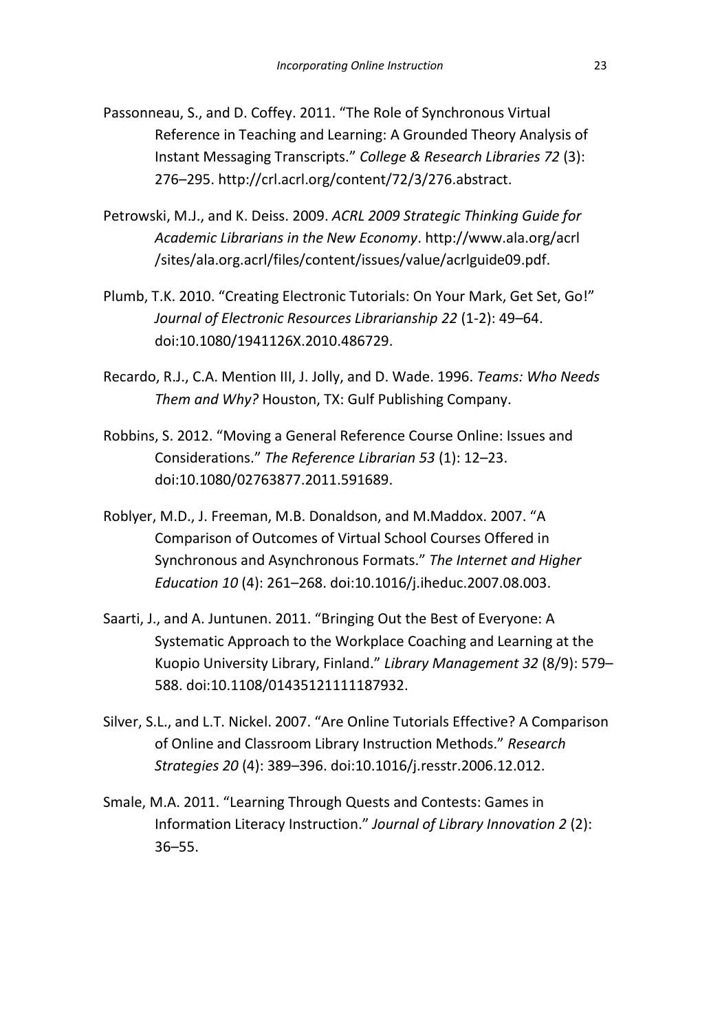Passonneau, S., and D. Coffey. 2011. "The Role of Synchronous Virtual Reference in Teaching and Learning: A Grounded Theory Analysis of Instant Messaging Transcripts." *College & Research Libraries 72* (3): 276–295. http://crl.acrl.org/content/72/3/276.abstract.

Petrowski, M.J., and K. Deiss. 2009. *ACRL 2009 Strategic Thinking Guide for Academic Librarians in the New Economy*. http://www.ala.org/acrl /sites/ala.org.acrl/files/content/issues/value/acrlguide09.pdf.

Plumb, T.K. 2010. "Creating Electronic Tutorials: On Your Mark, Get Set, Go!" *Journal of Electronic Resources Librarianship 22* (1-2): 49–64. doi:10.1080/1941126X.2010.486729.

Recardo, R.J., C.A. Mention III, J. Jolly, and D. Wade. 1996. *Teams: Who Needs Them and Why?* Houston, TX: Gulf Publishing Company.

Robbins, S. 2012. "Moving a General Reference Course Online: Issues and Considerations." *The Reference Librarian 53* (1): 12–23. doi:10.1080/02763877.2011.591689.

Roblyer, M.D., J. Freeman, M.B. Donaldson, and M.Maddox. 2007. "A Comparison of Outcomes of Virtual School Courses Offered in Synchronous and Asynchronous Formats." *The Internet and Higher Education 10* (4): 261–268. doi:10.1016/j.iheduc.2007.08.003.

Saarti, J., and A. Juntunen. 2011. "Bringing Out the Best of Everyone: A Systematic Approach to the Workplace Coaching and Learning at the Kuopio University Library, Finland." *Library Management 32* (8/9): 579–588. doi:10.1108/01435121111187932.

Silver, S.L., and L.T. Nickel. 2007. "Are Online Tutorials Effective? A Comparison of Online and Classroom Library Instruction Methods." *Research Strategies 20* (4): 389–396. doi:10.1016/j.resstr.2006.12.012.

Smale, M.A. 2011. "Learning Through Quests and Contests: Games in Information Literacy Instruction." *Journal of Library Innovation 2* (2): 36–55.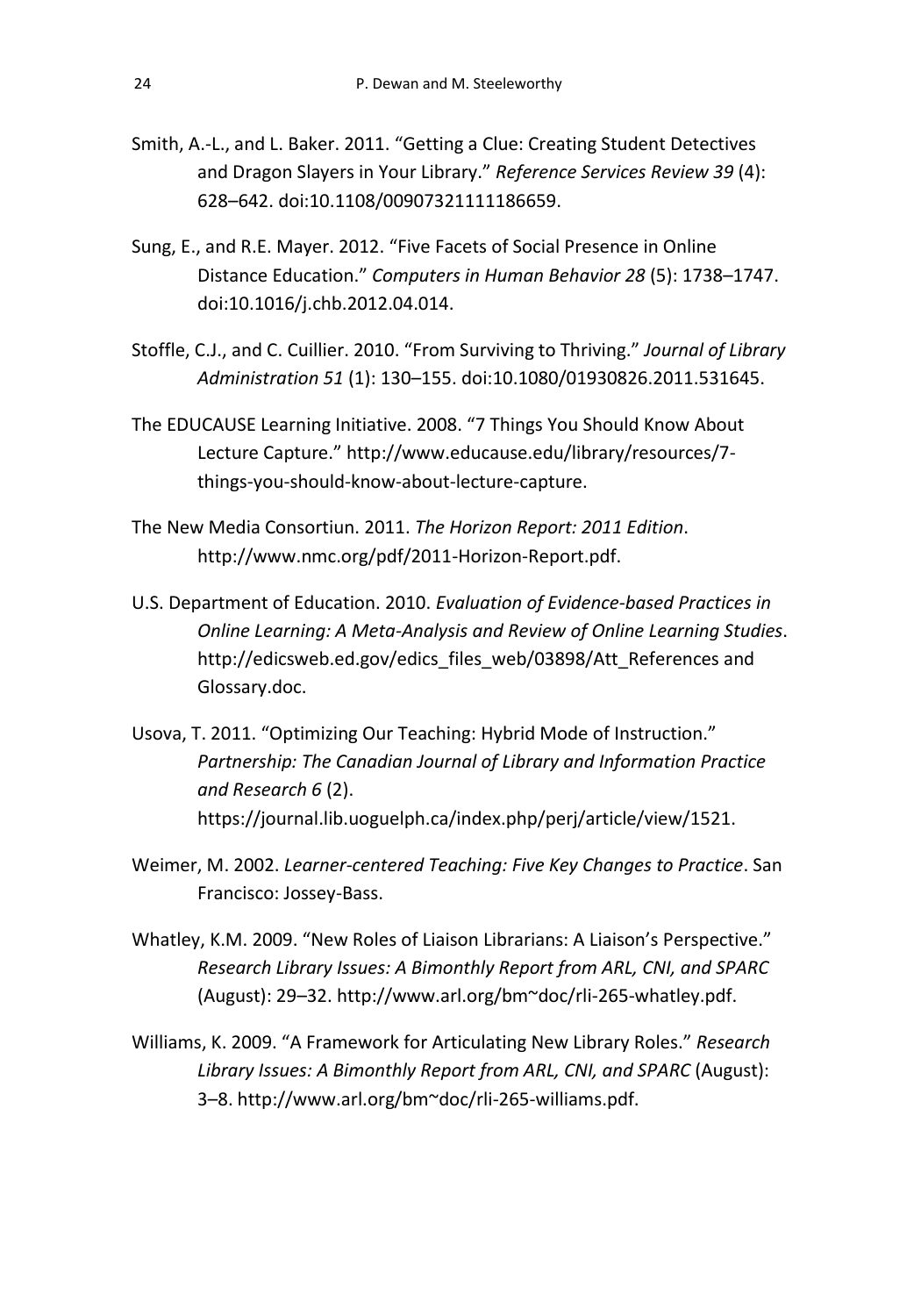Smith, A.-L., and L. Baker. 2011. "Getting a Clue: Creating Student Detectives and Dragon Slayers in Your Library." *Reference Services Review 39* (4): 628–642. doi:10.1108/00907321111186659.

Sung, E., and R.E. Mayer. 2012. "Five Facets of Social Presence in Online Distance Education." *Computers in Human Behavior 28* (5): 1738–1747. doi:10.1016/j.chb.2012.04.014.

Stoffle, C.J., and C. Cuillier. 2010. "From Surviving to Thriving." *Journal of Library Administration 51* (1): 130–155. doi:10.1080/01930826.2011.531645.

The EDUCAUSE Learning Initiative. 2008. "7 Things You Should Know About Lecture Capture." http://www.educause.edu/library/resources/7-things-you-should-know-about-lecture-capture.

The New Media Consortiun. 2011. *The Horizon Report: 2011 Edition*. http://www.nmc.org/pdf/2011-Horizon-Report.pdf.

U.S. Department of Education. 2010. *Evaluation of Evidence-based Practices in Online Learning: A Meta-Analysis and Review of Online Learning Studies*. http://edicsweb.ed.gov/edics_files_web/03898/Att_References and Glossary.doc.

Usova, T. 2011. "Optimizing Our Teaching: Hybrid Mode of Instruction." *Partnership: The Canadian Journal of Library and Information Practice and Research 6* (2). https://journal.lib.uoguelph.ca/index.php/perj/article/view/1521.

Weimer, M. 2002. *Learner-centered Teaching: Five Key Changes to Practice*. San Francisco: Jossey-Bass.

Whatley, K.M. 2009. "New Roles of Liaison Librarians: A Liaison's Perspective." *Research Library Issues: A Bimonthly Report from ARL, CNI, and SPARC* (August): 29–32. http://www.arl.org/bm~doc/rli-265-whatley.pdf.

Williams, K. 2009. "A Framework for Articulating New Library Roles." *Research Library Issues: A Bimonthly Report from ARL, CNI, and SPARC* (August): 3–8. http://www.arl.org/bm~doc/rli-265-williams.pdf.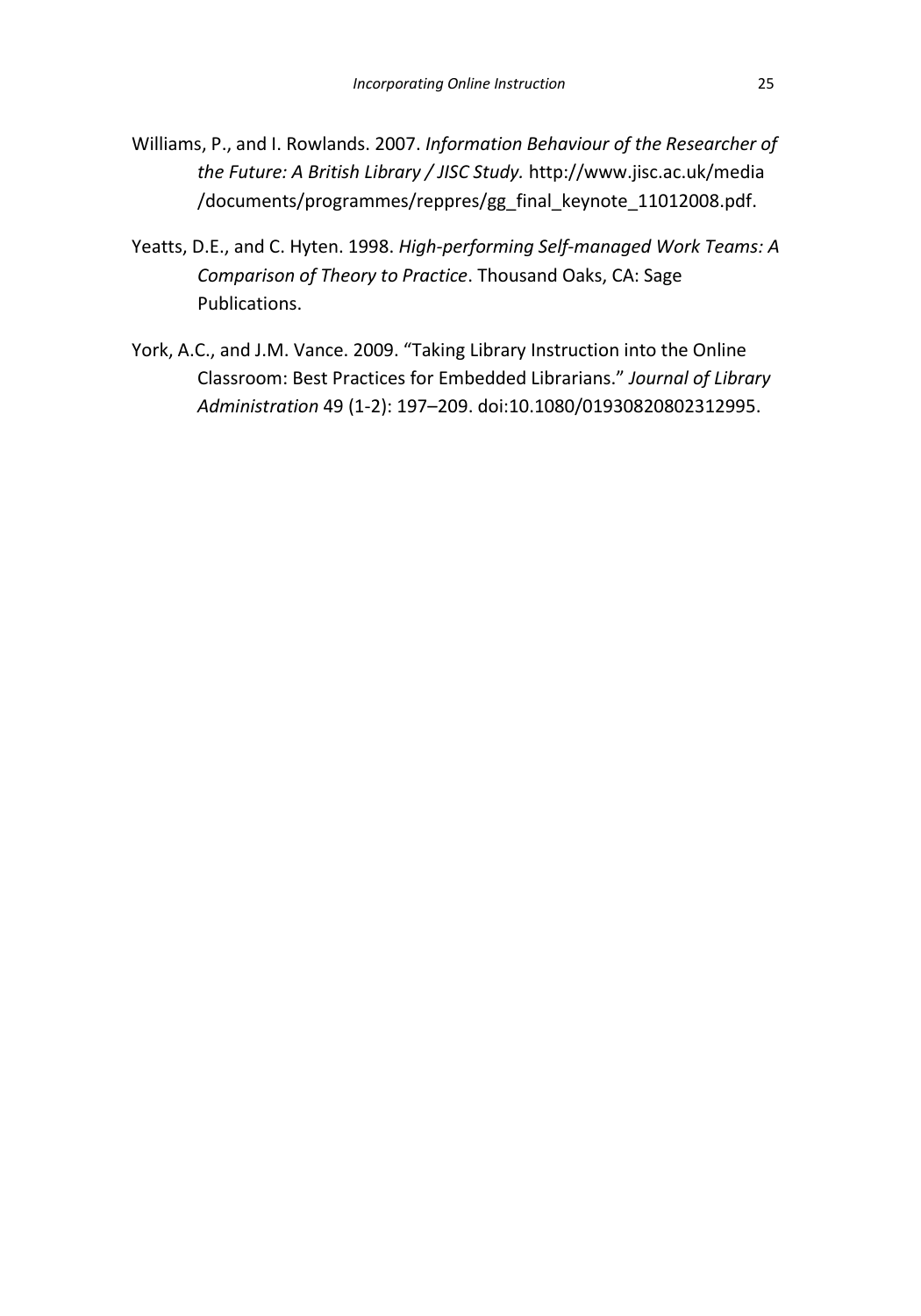Williams, P., and I. Rowlands. 2007. *Information Behaviour of the Researcher of the Future: A British Library / JISC Study.* http://www.jisc.ac.uk/media/documents/programmes/reppres/gg_final_keynote_11012008.pdf.

Yeatts, D.E., and C. Hyten. 1998. *High-performing Self-managed Work Teams: A Comparison of Theory to Practice*. Thousand Oaks, CA: Sage Publications.

York, A.C., and J.M. Vance. 2009. "Taking Library Instruction into the Online Classroom: Best Practices for Embedded Librarians." *Journal of Library Administration* 49 (1-2): 197–209. doi:10.1080/01930820802312995.